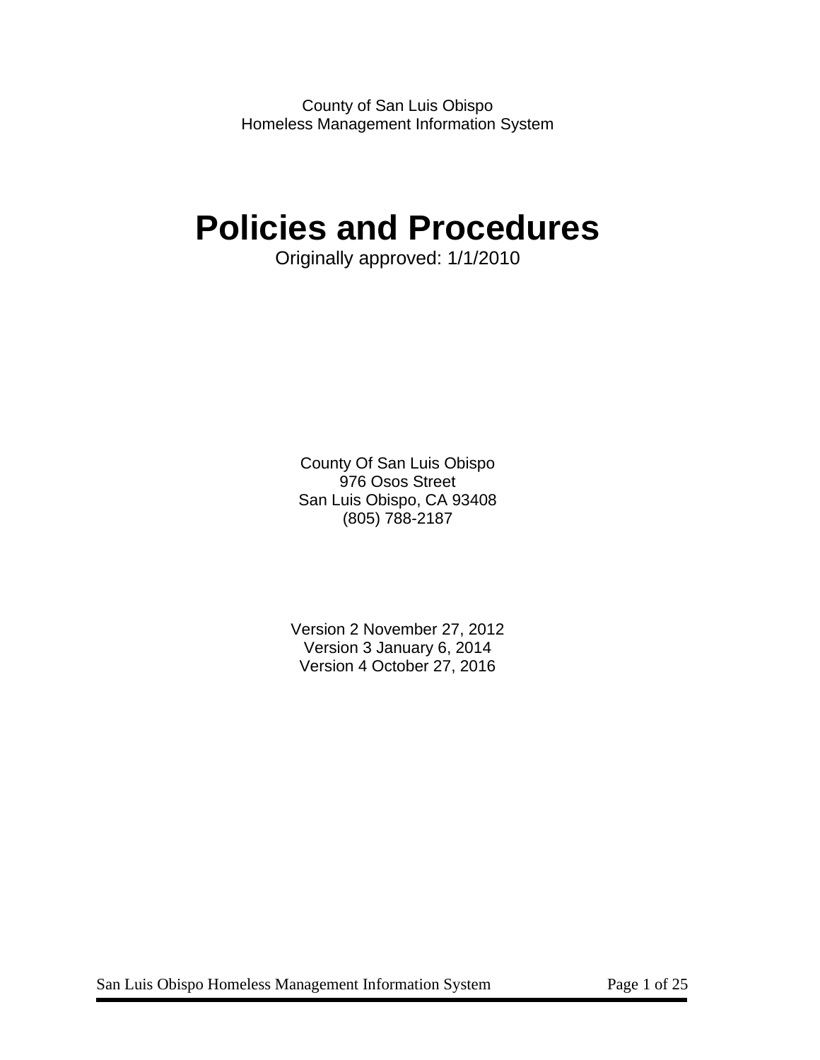County of San Luis Obispo
Homeless Management Information System

# Policies and Procedures

Originally approved: 1/1/2010

County Of San Luis Obispo
976 Osos Street
San Luis Obispo, CA 93408
(805) 788-2187

Version 2 November 27, 2012
Version 3 January 6, 2014
Version 4 October 27, 2016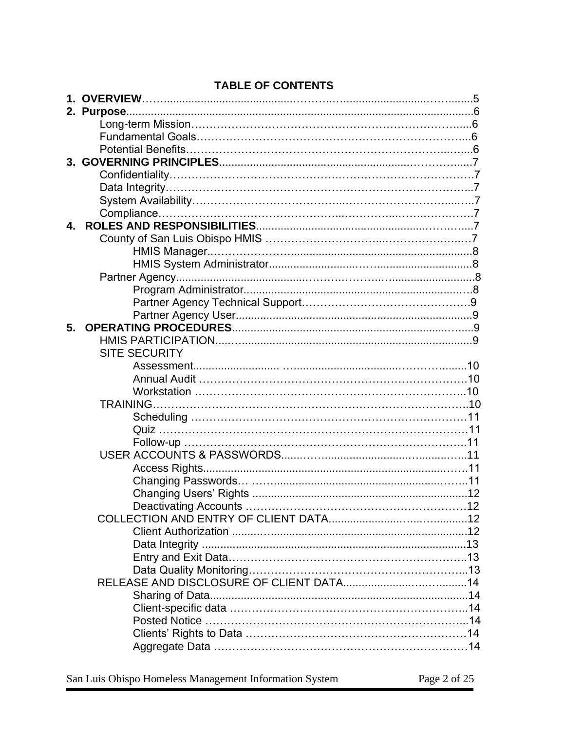## TABLE OF CONTENTS

**1. OVERVIEW** .......................................................... 5
**2. Purpose** .......................................................... 6
- Long-term Mission .......................................................... 6
- Fundamental Goals .......................................................... 6
- Potential Benefits .......................................................... 6

**3. GOVERNING PRINCIPLES** .......................................................... 7
- Confidentiality .......................................................... 7
- Data Integrity .......................................................... 7
- System Availability .......................................................... 7
- Compliance .......................................................... 7

**4. ROLES AND RESPONSIBILITIES** .......................................................... 7
- County of San Luis Obispo HMIS .......................................................... 7
  - HMIS Manager .......................................................... 8
  - HMIS System Administrator .......................................................... 8
- Partner Agency .......................................................... 8
  - Program Administrator .......................................................... 8
  - Partner Agency Technical Support .......................................................... 9
  - Partner Agency User .......................................................... 9

**5. OPERATING PROCEDURES** .......................................................... 9
- HMIS PARTICIPATION .......................................................... 9
- SITE SECURITY
  - Assessment .......................................................... 10
  - Annual Audit .......................................................... 10
  - Workstation .......................................................... 10
- TRAINING .......................................................... 10
  - Scheduling .......................................................... 11
  - Quiz .......................................................... 11
  - Follow-up .......................................................... 11
- USER ACCOUNTS & PASSWORDS .......................................................... 11
  - Access Rights .......................................................... 11
  - Changing Passwords .......................................................... 11
  - Changing Users' Rights .......................................................... 12
  - Deactivating Accounts .......................................................... 12
- COLLECTION AND ENTRY OF CLIENT DATA .......................................................... 12
  - Client Authorization .......................................................... 12
  - Data Integrity .......................................................... 13
  - Entry and Exit Data .......................................................... 13
  - Data Quality Monitoring .......................................................... 13
- RELEASE AND DISCLOSURE OF CLIENT DATA .......................................................... 14
  - Sharing of Data .......................................................... 14
  - Client-specific data .......................................................... 14
  - Posted Notice .......................................................... 14
  - Clients' Rights to Data .......................................................... 14
  - Aggregate Data .......................................................... 14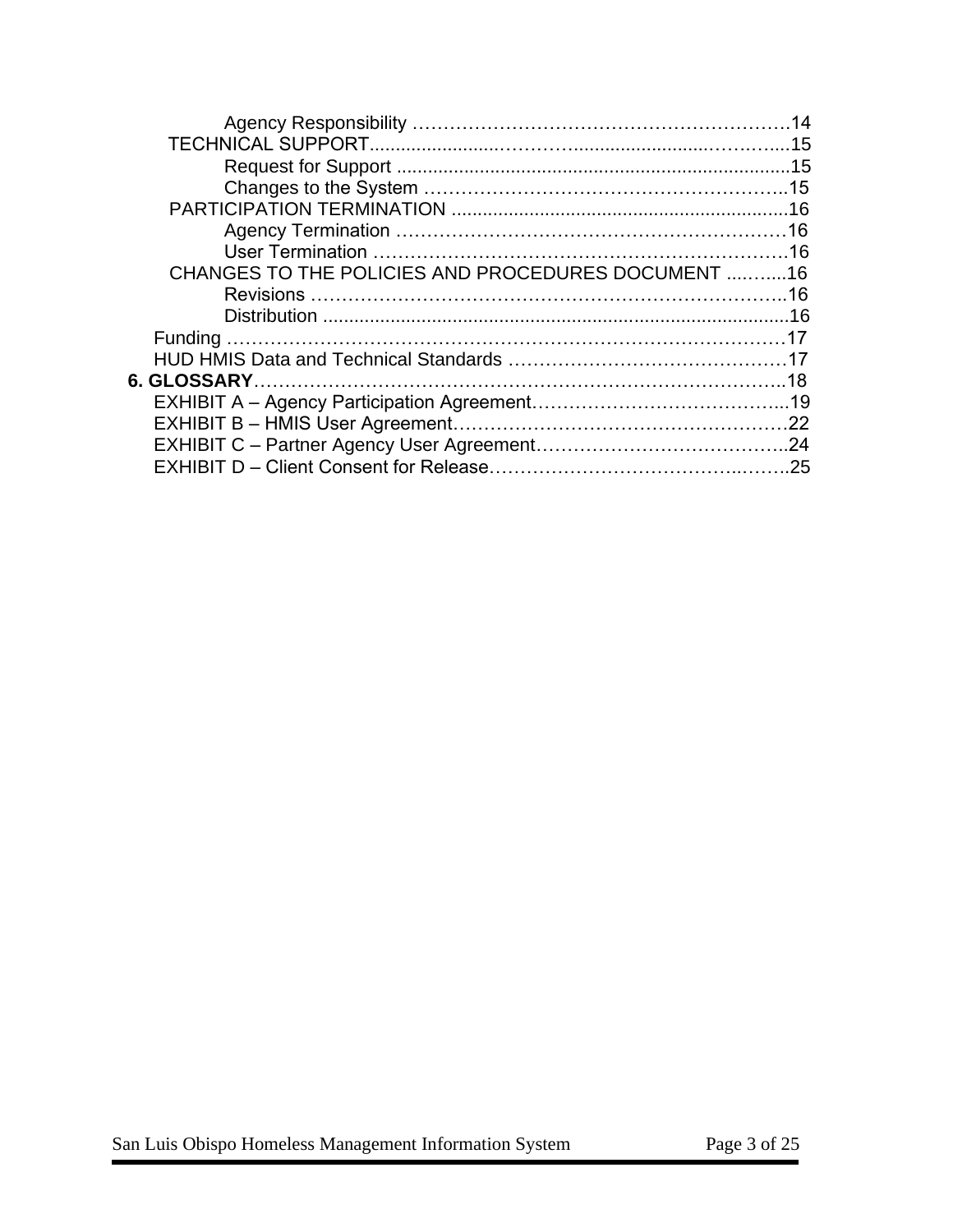Agency Responsibility ………………………………………………………14

TECHNICAL SUPPORT.........................……………..........................…………....15

Request for Support ............................................................................15

Changes to the System …………………………………………………..15

PARTICIPATION TERMINATION ..................................................................16

Agency Termination ……………………………………………………16

User Termination ………………………………………………………16

CHANGES TO THE POLICIES AND PROCEDURES DOCUMENT ...……...16

Revisions …………………………………………………………………..16

Distribution ............................................................................................16

Funding …………………………………………………………………………………17

HUD HMIS Data and Technical Standards ………………………………………17

**6. GLOSSARY**……………………………………………………………………………..18

EXHIBIT A – Agency Participation Agreement…………………………………...19

EXHIBIT B – HMIS User Agreement………………………………………………22

EXHIBIT C – Partner Agency User Agreement…………………………………..24

EXHIBIT D – Client Consent for Release…………………………………..……..25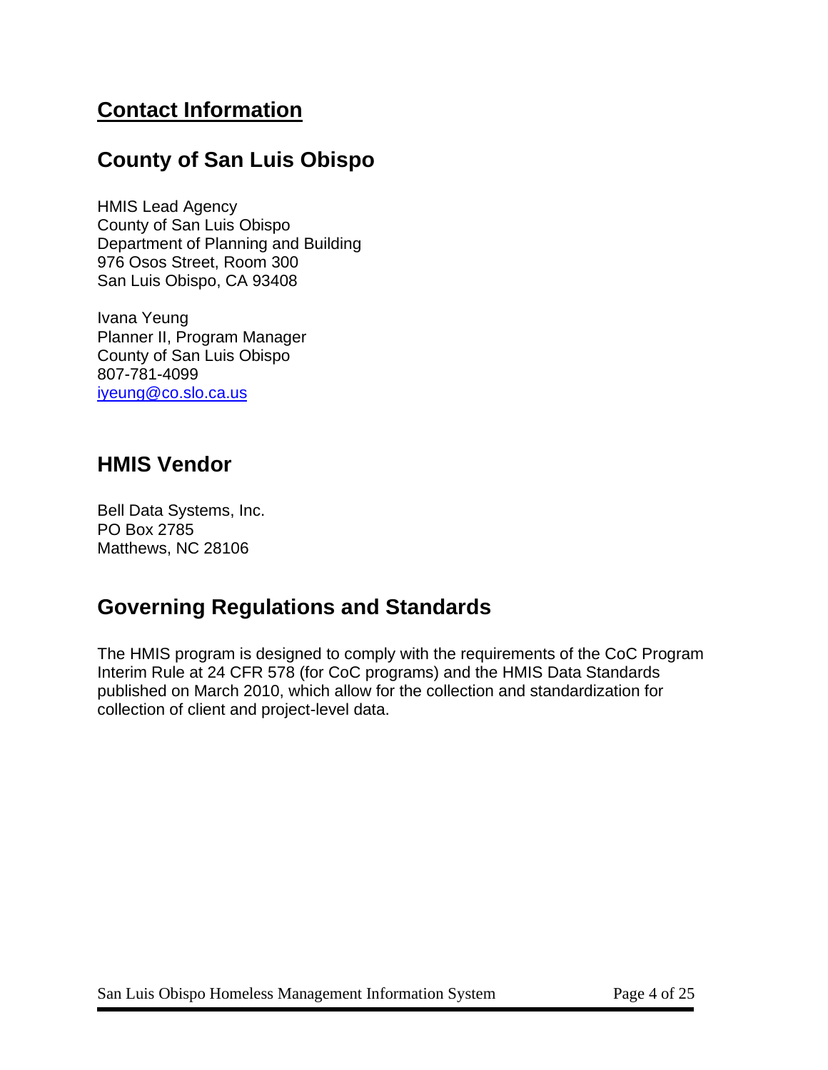# Contact Information

## County of San Luis Obispo

HMIS Lead Agency
County of San Luis Obispo
Department of Planning and Building
976 Osos Street, Room 300
San Luis Obispo, CA 93408

Ivana Yeung
Planner II, Program Manager
County of San Luis Obispo
807-781-4099
iyeung@co.slo.ca.us

## HMIS Vendor

Bell Data Systems, Inc.
PO Box 2785
Matthews, NC 28106

## Governing Regulations and Standards

The HMIS program is designed to comply with the requirements of the CoC Program Interim Rule at 24 CFR 578 (for CoC programs) and the HMIS Data Standards published on March 2010, which allow for the collection and standardization for collection of client and project-level data.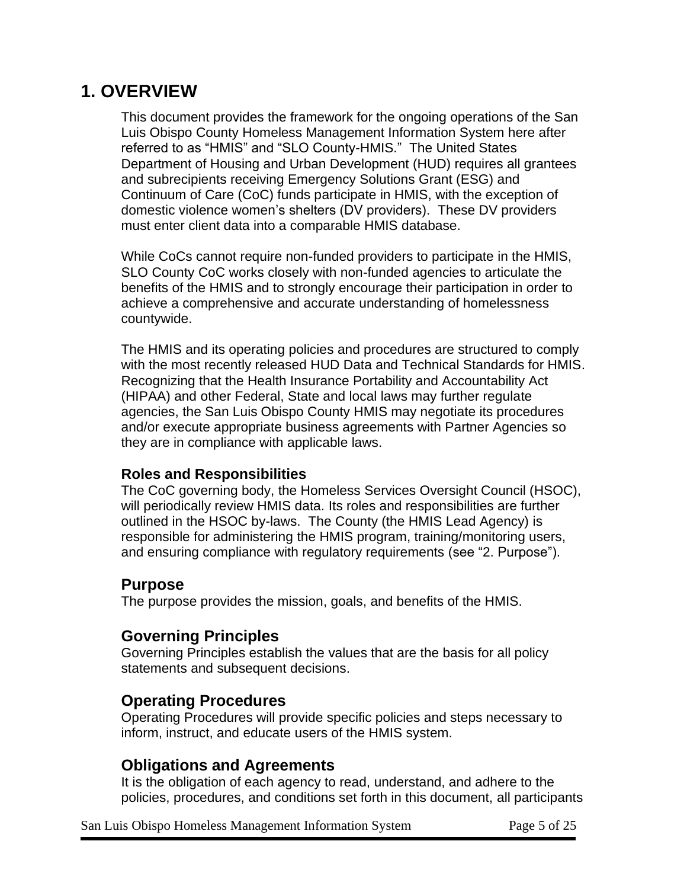# 1. OVERVIEW

This document provides the framework for the ongoing operations of the San Luis Obispo County Homeless Management Information System here after referred to as "HMIS" and "SLO County-HMIS." The United States Department of Housing and Urban Development (HUD) requires all grantees and subrecipients receiving Emergency Solutions Grant (ESG) and Continuum of Care (CoC) funds participate in HMIS, with the exception of domestic violence women's shelters (DV providers). These DV providers must enter client data into a comparable HMIS database.

While CoCs cannot require non-funded providers to participate in the HMIS, SLO County CoC works closely with non-funded agencies to articulate the benefits of the HMIS and to strongly encourage their participation in order to achieve a comprehensive and accurate understanding of homelessness countywide.

The HMIS and its operating policies and procedures are structured to comply with the most recently released HUD Data and Technical Standards for HMIS. Recognizing that the Health Insurance Portability and Accountability Act (HIPAA) and other Federal, State and local laws may further regulate agencies, the San Luis Obispo County HMIS may negotiate its procedures and/or execute appropriate business agreements with Partner Agencies so they are in compliance with applicable laws.

**Roles and Responsibilities**

The CoC governing body, the Homeless Services Oversight Council (HSOC), will periodically review HMIS data. Its roles and responsibilities are further outlined in the HSOC by-laws. The County (the HMIS Lead Agency) is responsible for administering the HMIS program, training/monitoring users, and ensuring compliance with regulatory requirements (see "2. Purpose").

## Purpose

The purpose provides the mission, goals, and benefits of the HMIS.

## Governing Principles

Governing Principles establish the values that are the basis for all policy statements and subsequent decisions.

## Operating Procedures

Operating Procedures will provide specific policies and steps necessary to inform, instruct, and educate users of the HMIS system.

## Obligations and Agreements

It is the obligation of each agency to read, understand, and adhere to the policies, procedures, and conditions set forth in this document, all participants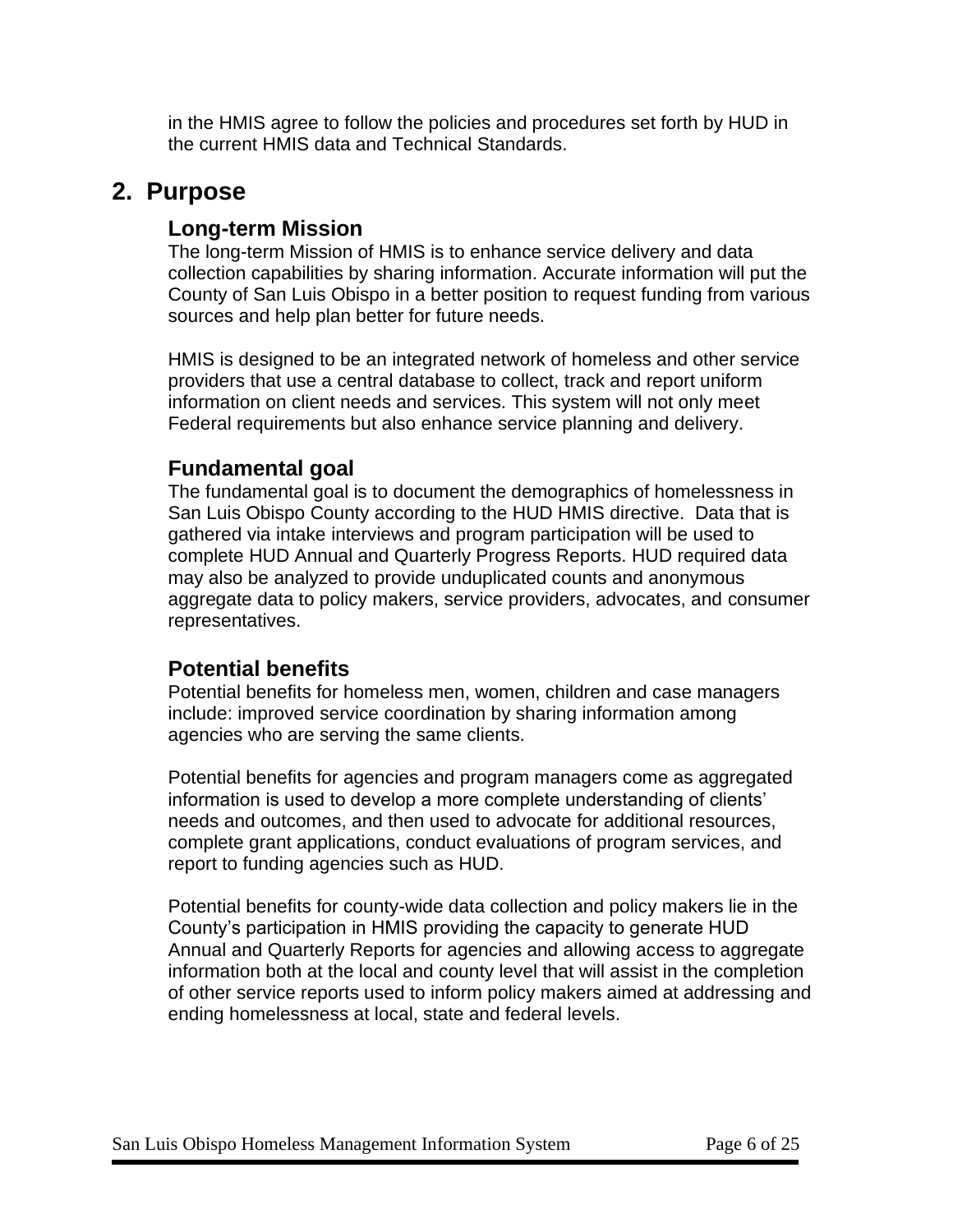in the HMIS agree to follow the policies and procedures set forth by HUD in the current HMIS data and Technical Standards.

## 2. Purpose

### Long-term Mission

The long-term Mission of HMIS is to enhance service delivery and data collection capabilities by sharing information. Accurate information will put the County of San Luis Obispo in a better position to request funding from various sources and help plan better for future needs.

HMIS is designed to be an integrated network of homeless and other service providers that use a central database to collect, track and report uniform information on client needs and services. This system will not only meet Federal requirements but also enhance service planning and delivery.

### Fundamental goal

The fundamental goal is to document the demographics of homelessness in San Luis Obispo County according to the HUD HMIS directive. Data that is gathered via intake interviews and program participation will be used to complete HUD Annual and Quarterly Progress Reports. HUD required data may also be analyzed to provide unduplicated counts and anonymous aggregate data to policy makers, service providers, advocates, and consumer representatives.

### Potential benefits

Potential benefits for homeless men, women, children and case managers include: improved service coordination by sharing information among agencies who are serving the same clients.

Potential benefits for agencies and program managers come as aggregated information is used to develop a more complete understanding of clients' needs and outcomes, and then used to advocate for additional resources, complete grant applications, conduct evaluations of program services, and report to funding agencies such as HUD.

Potential benefits for county-wide data collection and policy makers lie in the County's participation in HMIS providing the capacity to generate HUD Annual and Quarterly Reports for agencies and allowing access to aggregate information both at the local and county level that will assist in the completion of other service reports used to inform policy makers aimed at addressing and ending homelessness at local, state and federal levels.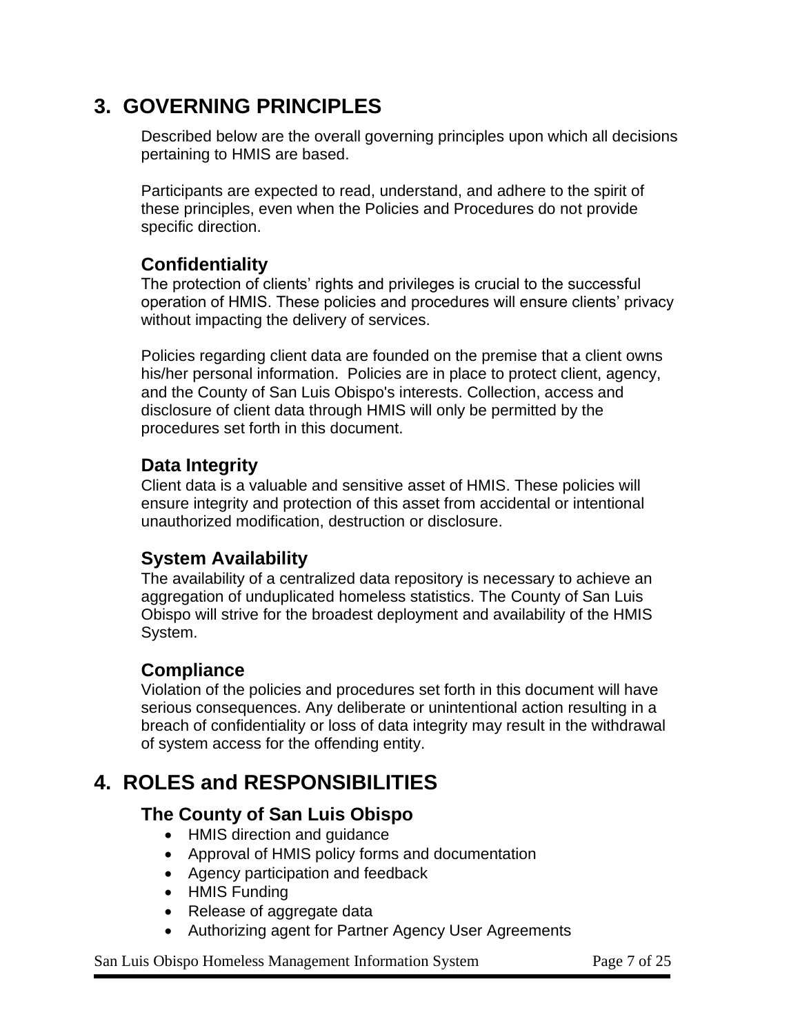## 3. GOVERNING PRINCIPLES

Described below are the overall governing principles upon which all decisions pertaining to HMIS are based.

Participants are expected to read, understand, and adhere to the spirit of these principles, even when the Policies and Procedures do not provide specific direction.

### Confidentiality

The protection of clients' rights and privileges is crucial to the successful operation of HMIS. These policies and procedures will ensure clients' privacy without impacting the delivery of services.

Policies regarding client data are founded on the premise that a client owns his/her personal information. Policies are in place to protect client, agency, and the County of San Luis Obispo's interests. Collection, access and disclosure of client data through HMIS will only be permitted by the procedures set forth in this document.

### Data Integrity

Client data is a valuable and sensitive asset of HMIS. These policies will ensure integrity and protection of this asset from accidental or intentional unauthorized modification, destruction or disclosure.

### System Availability

The availability of a centralized data repository is necessary to achieve an aggregation of unduplicated homeless statistics. The County of San Luis Obispo will strive for the broadest deployment and availability of the HMIS System.

### Compliance

Violation of the policies and procedures set forth in this document will have serious consequences. Any deliberate or unintentional action resulting in a breach of confidentiality or loss of data integrity may result in the withdrawal of system access for the offending entity.

## 4. ROLES and RESPONSIBILITIES

### The County of San Luis Obispo

- HMIS direction and guidance
- Approval of HMIS policy forms and documentation
- Agency participation and feedback
- HMIS Funding
- Release of aggregate data
- Authorizing agent for Partner Agency User Agreements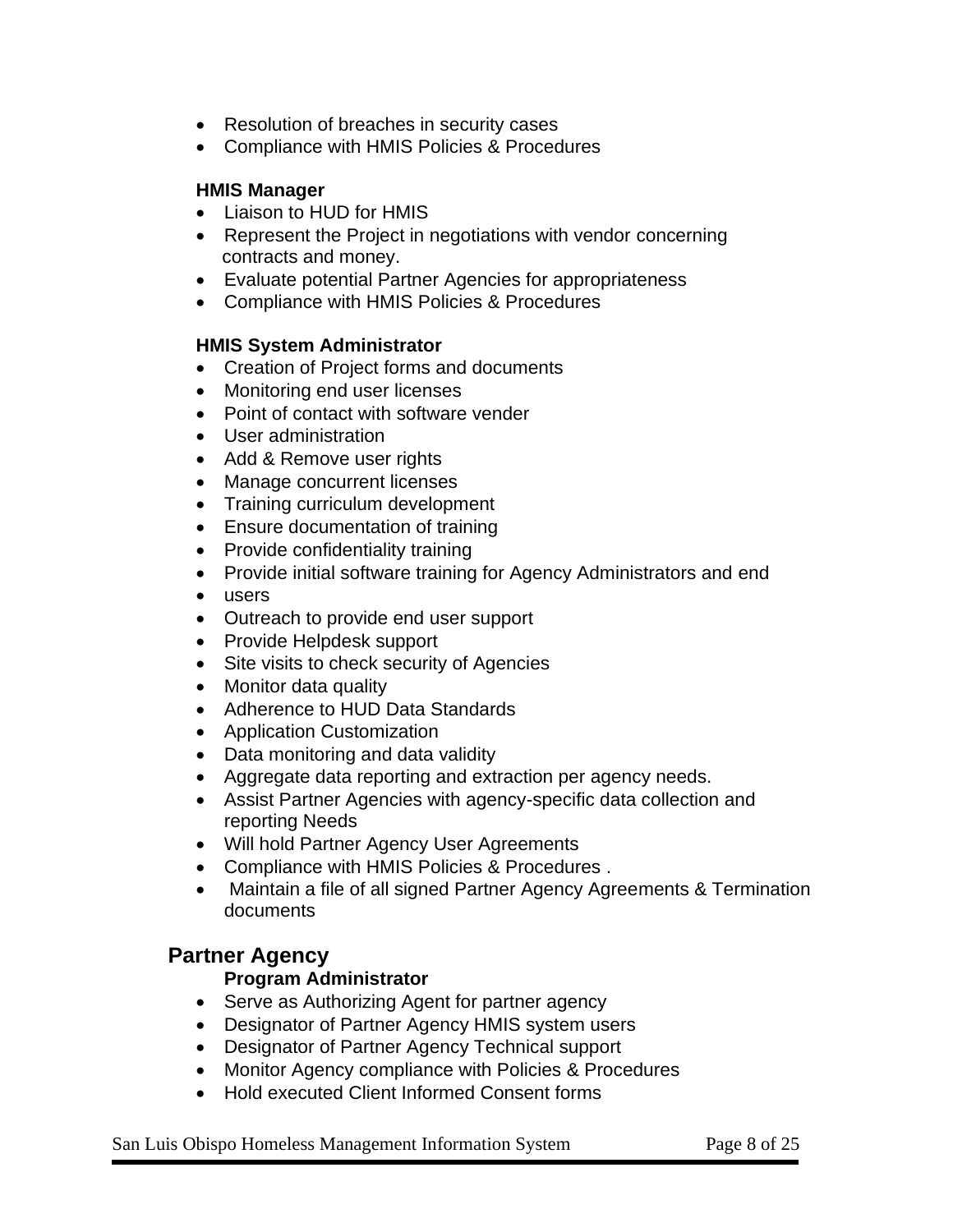- Resolution of breaches in security cases
- Compliance with HMIS Policies & Procedures

**HMIS Manager**

- Liaison to HUD for HMIS
- Represent the Project in negotiations with vendor concerning contracts and money.
- Evaluate potential Partner Agencies for appropriateness
- Compliance with HMIS Policies & Procedures

**HMIS System Administrator**

- Creation of Project forms and documents
- Monitoring end user licenses
- Point of contact with software vender
- User administration
- Add & Remove user rights
- Manage concurrent licenses
- Training curriculum development
- Ensure documentation of training
- Provide confidentiality training
- Provide initial software training for Agency Administrators and end
- users
- Outreach to provide end user support
- Provide Helpdesk support
- Site visits to check security of Agencies
- Monitor data quality
- Adherence to HUD Data Standards
- Application Customization
- Data monitoring and data validity
- Aggregate data reporting and extraction per agency needs.
- Assist Partner Agencies with agency-specific data collection and reporting Needs
- Will hold Partner Agency User Agreements
- Compliance with HMIS Policies & Procedures .
- Maintain a file of all signed Partner Agency Agreements & Termination documents

## Partner Agency

**Program Administrator**

- Serve as Authorizing Agent for partner agency
- Designator of Partner Agency HMIS system users
- Designator of Partner Agency Technical support
- Monitor Agency compliance with Policies & Procedures
- Hold executed Client Informed Consent forms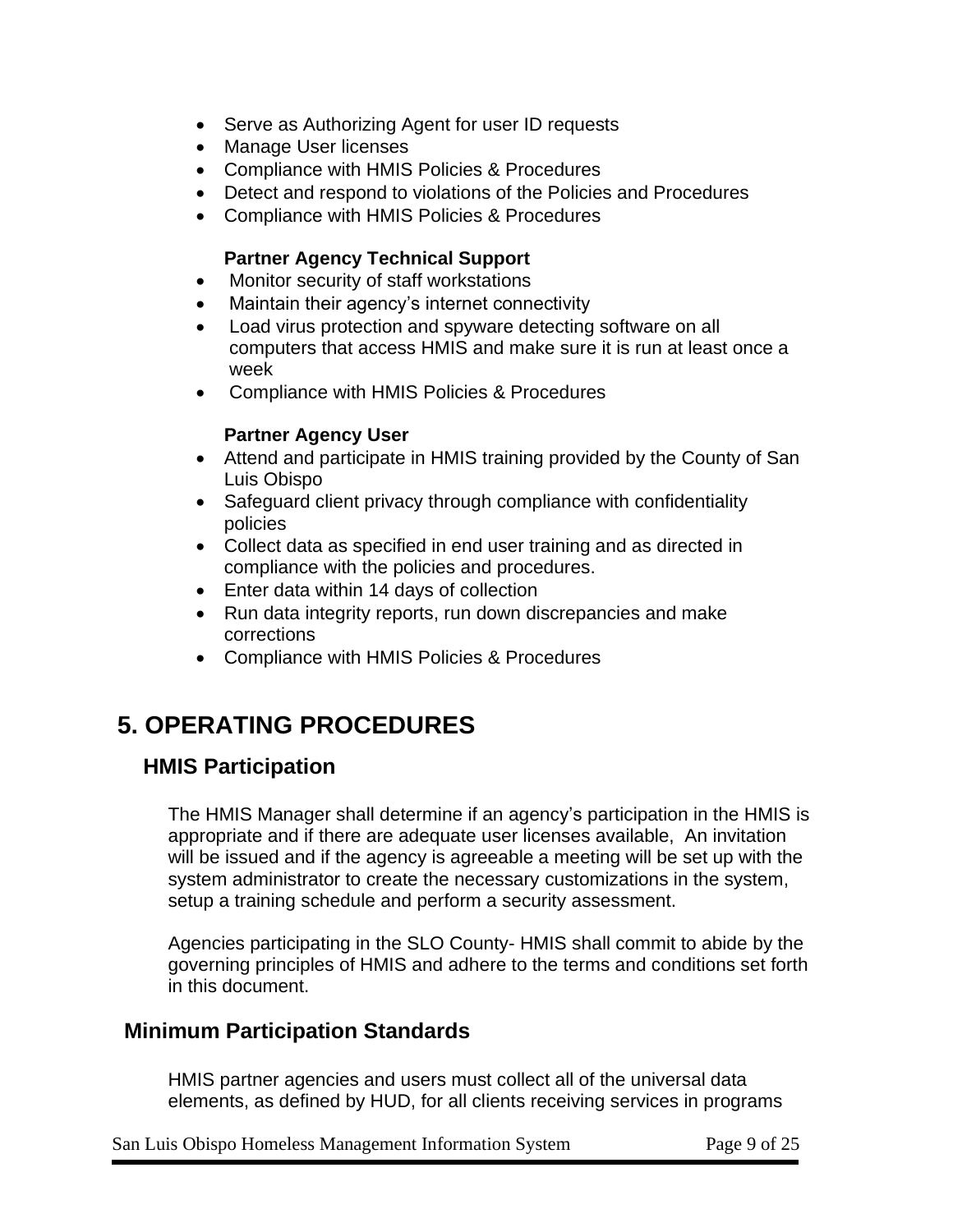- Serve as Authorizing Agent for user ID requests
- Manage User licenses
- Compliance with HMIS Policies & Procedures
- Detect and respond to violations of the Policies and Procedures
- Compliance with HMIS Policies & Procedures

**Partner Agency Technical Support**

- Monitor security of staff workstations
- Maintain their agency's internet connectivity
- Load virus protection and spyware detecting software on all computers that access HMIS and make sure it is run at least once a week
- Compliance with HMIS Policies & Procedures

**Partner Agency User**

- Attend and participate in HMIS training provided by the County of San Luis Obispo
- Safeguard client privacy through compliance with confidentiality policies
- Collect data as specified in end user training and as directed in compliance with the policies and procedures.
- Enter data within 14 days of collection
- Run data integrity reports, run down discrepancies and make corrections
- Compliance with HMIS Policies & Procedures

# 5. OPERATING PROCEDURES

## HMIS Participation

The HMIS Manager shall determine if an agency's participation in the HMIS is appropriate and if there are adequate user licenses available, An invitation will be issued and if the agency is agreeable a meeting will be set up with the system administrator to create the necessary customizations in the system, setup a training schedule and perform a security assessment.

Agencies participating in the SLO County- HMIS shall commit to abide by the governing principles of HMIS and adhere to the terms and conditions set forth in this document.

## Minimum Participation Standards

HMIS partner agencies and users must collect all of the universal data elements, as defined by HUD, for all clients receiving services in programs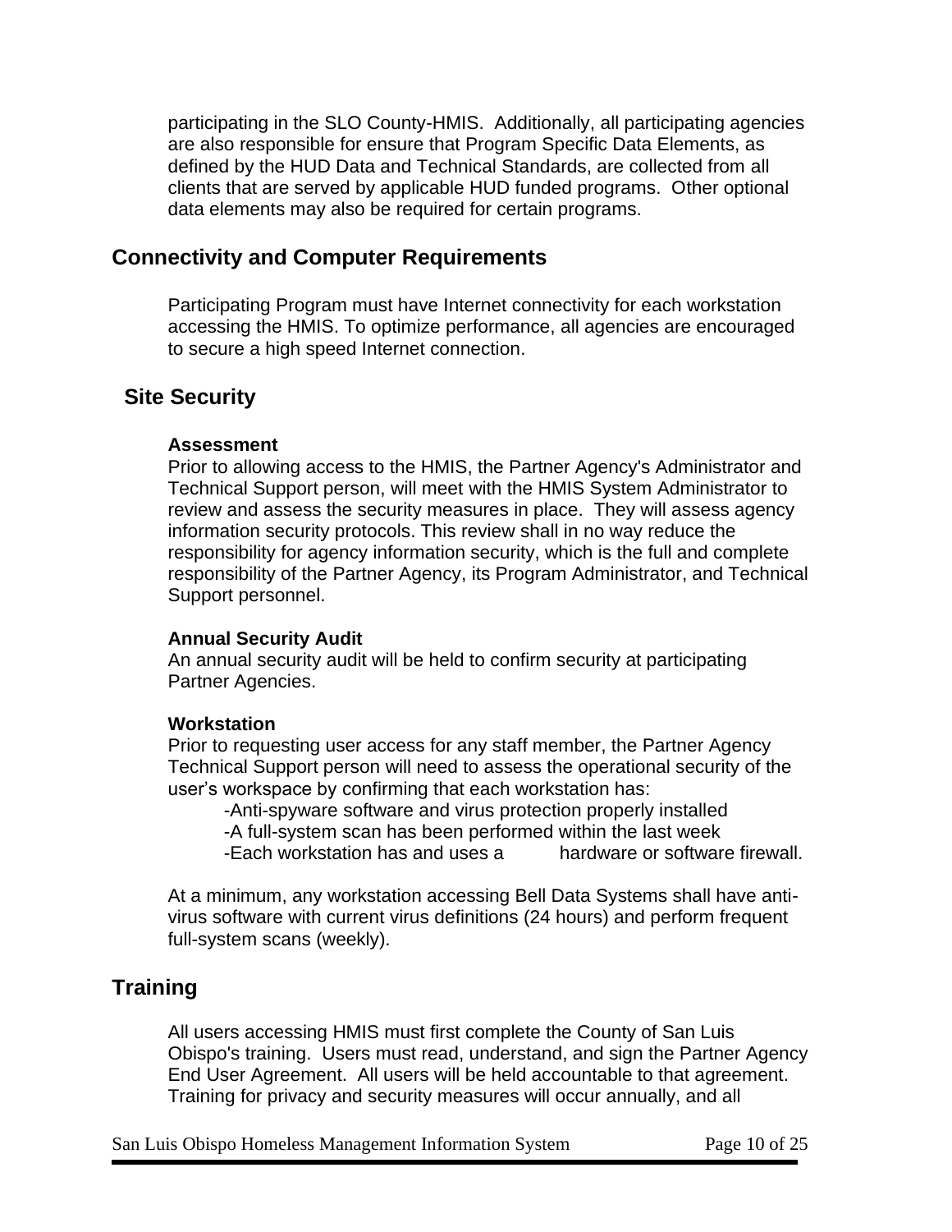participating in the SLO County-HMIS. Additionally, all participating agencies are also responsible for ensure that Program Specific Data Elements, as defined by the HUD Data and Technical Standards, are collected from all clients that are served by applicable HUD funded programs. Other optional data elements may also be required for certain programs.

## Connectivity and Computer Requirements

Participating Program must have Internet connectivity for each workstation accessing the HMIS. To optimize performance, all agencies are encouraged to secure a high speed Internet connection.

## Site Security

**Assessment**
Prior to allowing access to the HMIS, the Partner Agency's Administrator and Technical Support person, will meet with the HMIS System Administrator to review and assess the security measures in place. They will assess agency information security protocols. This review shall in no way reduce the responsibility for agency information security, which is the full and complete responsibility of the Partner Agency, its Program Administrator, and Technical Support personnel.

**Annual Security Audit**
An annual security audit will be held to confirm security at participating Partner Agencies.

**Workstation**
Prior to requesting user access for any staff member, the Partner Agency Technical Support person will need to assess the operational security of the user's workspace by confirming that each workstation has:

- Anti-spyware software and virus protection properly installed
- A full-system scan has been performed within the last week
- Each workstation has and uses a hardware or software firewall.

At a minimum, any workstation accessing Bell Data Systems shall have anti-virus software with current virus definitions (24 hours) and perform frequent full-system scans (weekly).

## Training

All users accessing HMIS must first complete the County of San Luis Obispo's training. Users must read, understand, and sign the Partner Agency End User Agreement. All users will be held accountable to that agreement. Training for privacy and security measures will occur annually, and all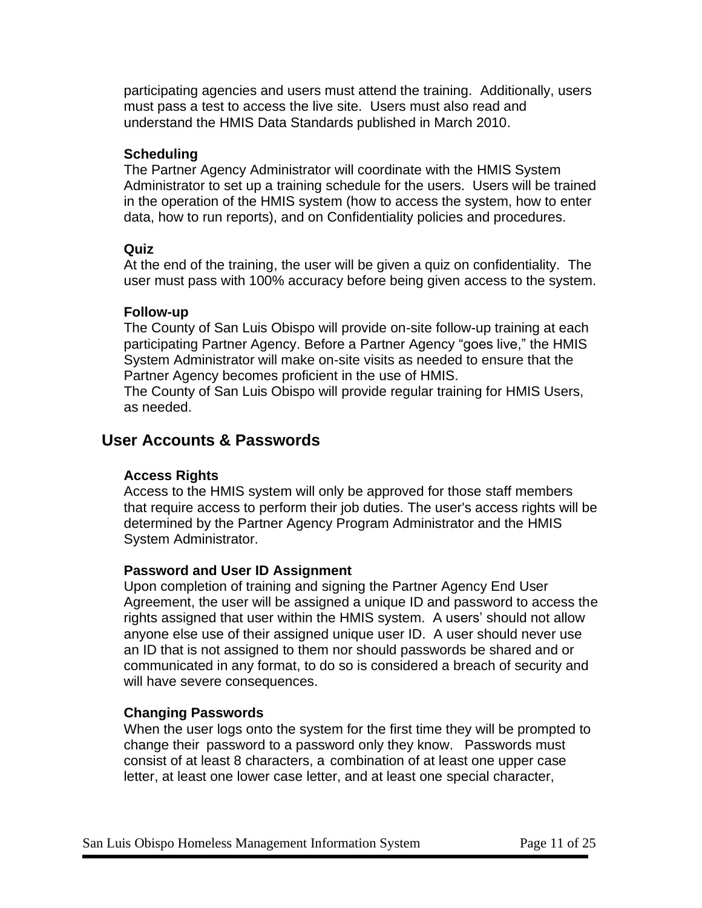participating agencies and users must attend the training. Additionally, users must pass a test to access the live site. Users must also read and understand the HMIS Data Standards published in March 2010.

**Scheduling**
The Partner Agency Administrator will coordinate with the HMIS System Administrator to set up a training schedule for the users. Users will be trained in the operation of the HMIS system (how to access the system, how to enter data, how to run reports), and on Confidentiality policies and procedures.

**Quiz**
At the end of the training, the user will be given a quiz on confidentiality. The user must pass with 100% accuracy before being given access to the system.

**Follow-up**
The County of San Luis Obispo will provide on-site follow-up training at each participating Partner Agency. Before a Partner Agency “goes live,” the HMIS System Administrator will make on-site visits as needed to ensure that the Partner Agency becomes proficient in the use of HMIS.
The County of San Luis Obispo will provide regular training for HMIS Users, as needed.

## User Accounts & Passwords

**Access Rights**
Access to the HMIS system will only be approved for those staff members that require access to perform their job duties. The user's access rights will be determined by the Partner Agency Program Administrator and the HMIS System Administrator.

**Password and User ID Assignment**
Upon completion of training and signing the Partner Agency End User Agreement, the user will be assigned a unique ID and password to access the rights assigned that user within the HMIS system. A users’ should not allow anyone else use of their assigned unique user ID. A user should never use an ID that is not assigned to them nor should passwords be shared and or communicated in any format, to do so is considered a breach of security and will have severe consequences.

**Changing Passwords**
When the user logs onto the system for the first time they will be prompted to change their password to a password only they know. Passwords must consist of at least 8 characters, a combination of at least one upper case letter, at least one lower case letter, and at least one special character,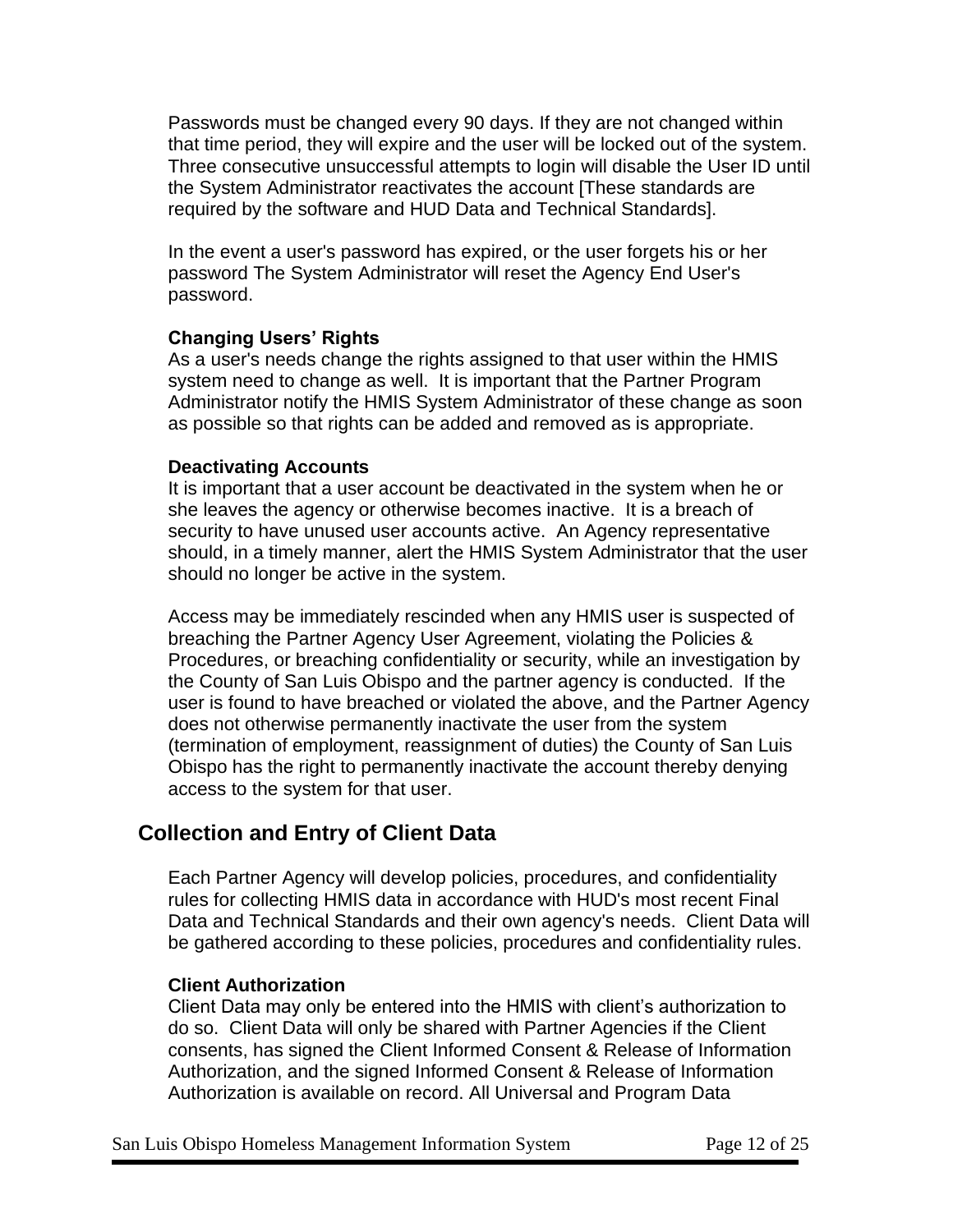Passwords must be changed every 90 days. If they are not changed within that time period, they will expire and the user will be locked out of the system. Three consecutive unsuccessful attempts to login will disable the User ID until the System Administrator reactivates the account [These standards are required by the software and HUD Data and Technical Standards].

In the event a user's password has expired, or the user forgets his or her password The System Administrator will reset the Agency End User's password.

**Changing Users' Rights**
As a user's needs change the rights assigned to that user within the HMIS system need to change as well. It is important that the Partner Program Administrator notify the HMIS System Administrator of these change as soon as possible so that rights can be added and removed as is appropriate.

**Deactivating Accounts**
It is important that a user account be deactivated in the system when he or she leaves the agency or otherwise becomes inactive. It is a breach of security to have unused user accounts active. An Agency representative should, in a timely manner, alert the HMIS System Administrator that the user should no longer be active in the system.

Access may be immediately rescinded when any HMIS user is suspected of breaching the Partner Agency User Agreement, violating the Policies & Procedures, or breaching confidentiality or security, while an investigation by the County of San Luis Obispo and the partner agency is conducted. If the user is found to have breached or violated the above, and the Partner Agency does not otherwise permanently inactivate the user from the system (termination of employment, reassignment of duties) the County of San Luis Obispo has the right to permanently inactivate the account thereby denying access to the system for that user.

## Collection and Entry of Client Data

Each Partner Agency will develop policies, procedures, and confidentiality rules for collecting HMIS data in accordance with HUD's most recent Final Data and Technical Standards and their own agency's needs. Client Data will be gathered according to these policies, procedures and confidentiality rules.

**Client Authorization**
Client Data may only be entered into the HMIS with client's authorization to do so. Client Data will only be shared with Partner Agencies if the Client consents, has signed the Client Informed Consent & Release of Information Authorization, and the signed Informed Consent & Release of Information Authorization is available on record. All Universal and Program Data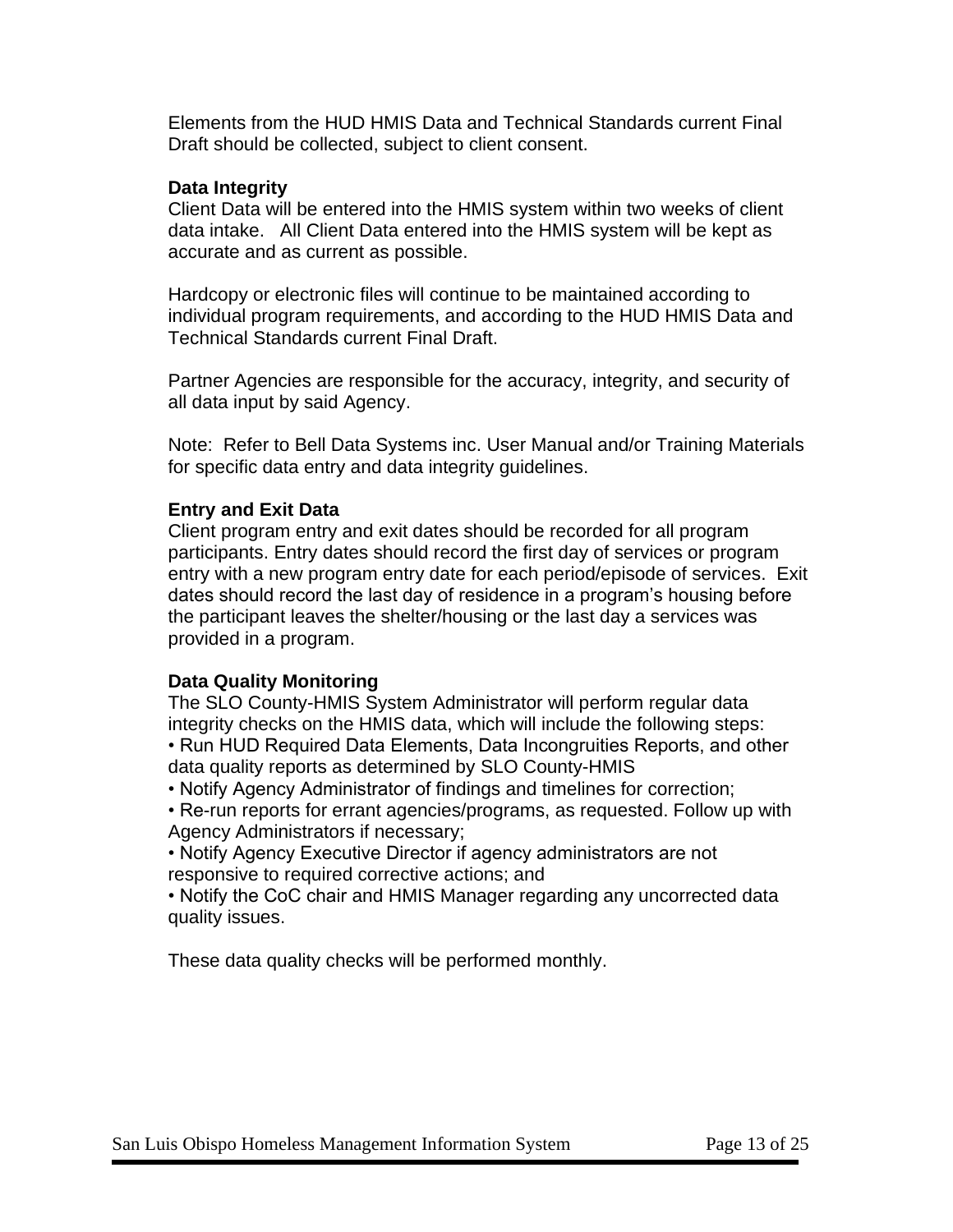Elements from the HUD HMIS Data and Technical Standards current Final Draft should be collected, subject to client consent.

**Data Integrity**

Client Data will be entered into the HMIS system within two weeks of client data intake. All Client Data entered into the HMIS system will be kept as accurate and as current as possible.

Hardcopy or electronic files will continue to be maintained according to individual program requirements, and according to the HUD HMIS Data and Technical Standards current Final Draft.

Partner Agencies are responsible for the accuracy, integrity, and security of all data input by said Agency.

Note: Refer to Bell Data Systems inc. User Manual and/or Training Materials for specific data entry and data integrity guidelines.

**Entry and Exit Data**

Client program entry and exit dates should be recorded for all program participants. Entry dates should record the first day of services or program entry with a new program entry date for each period/episode of services. Exit dates should record the last day of residence in a program's housing before the participant leaves the shelter/housing or the last day a services was provided in a program.

**Data Quality Monitoring**

The SLO County-HMIS System Administrator will perform regular data integrity checks on the HMIS data, which will include the following steps:

- Run HUD Required Data Elements, Data Incongruities Reports, and other data quality reports as determined by SLO County-HMIS
- Notify Agency Administrator of findings and timelines for correction;
- Re-run reports for errant agencies/programs, as requested. Follow up with Agency Administrators if necessary;
- Notify Agency Executive Director if agency administrators are not responsive to required corrective actions; and
- Notify the CoC chair and HMIS Manager regarding any uncorrected data quality issues.

These data quality checks will be performed monthly.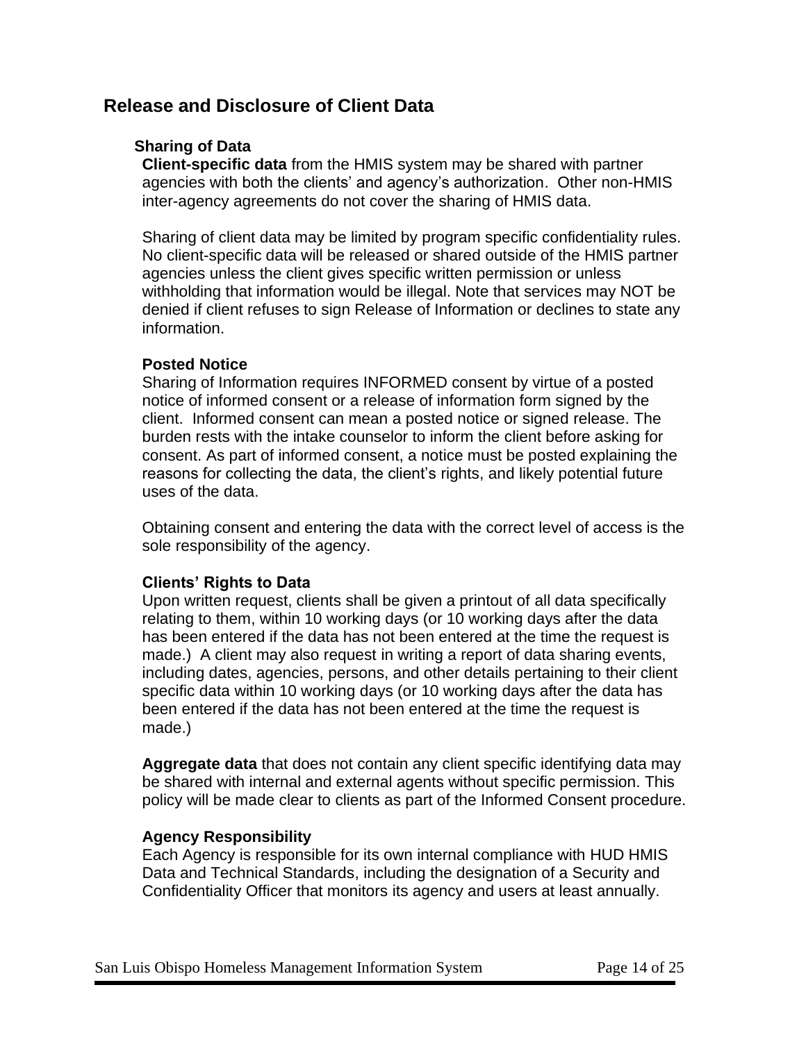## Release and Disclosure of Client Data

### Sharing of Data

**Client-specific data** from the HMIS system may be shared with partner agencies with both the clients' and agency's authorization. Other non-HMIS inter-agency agreements do not cover the sharing of HMIS data.

Sharing of client data may be limited by program specific confidentiality rules. No client-specific data will be released or shared outside of the HMIS partner agencies unless the client gives specific written permission or unless withholding that information would be illegal. Note that services may NOT be denied if client refuses to sign Release of Information or declines to state any information.

**Posted Notice**
Sharing of Information requires INFORMED consent by virtue of a posted notice of informed consent or a release of information form signed by the client. Informed consent can mean a posted notice or signed release. The burden rests with the intake counselor to inform the client before asking for consent. As part of informed consent, a notice must be posted explaining the reasons for collecting the data, the client's rights, and likely potential future uses of the data.

Obtaining consent and entering the data with the correct level of access is the sole responsibility of the agency.

**Clients' Rights to Data**
Upon written request, clients shall be given a printout of all data specifically relating to them, within 10 working days (or 10 working days after the data has been entered if the data has not been entered at the time the request is made.) A client may also request in writing a report of data sharing events, including dates, agencies, persons, and other details pertaining to their client specific data within 10 working days (or 10 working days after the data has been entered if the data has not been entered at the time the request is made.)

**Aggregate data** that does not contain any client specific identifying data may be shared with internal and external agents without specific permission. This policy will be made clear to clients as part of the Informed Consent procedure.

**Agency Responsibility**
Each Agency is responsible for its own internal compliance with HUD HMIS Data and Technical Standards, including the designation of a Security and Confidentiality Officer that monitors its agency and users at least annually.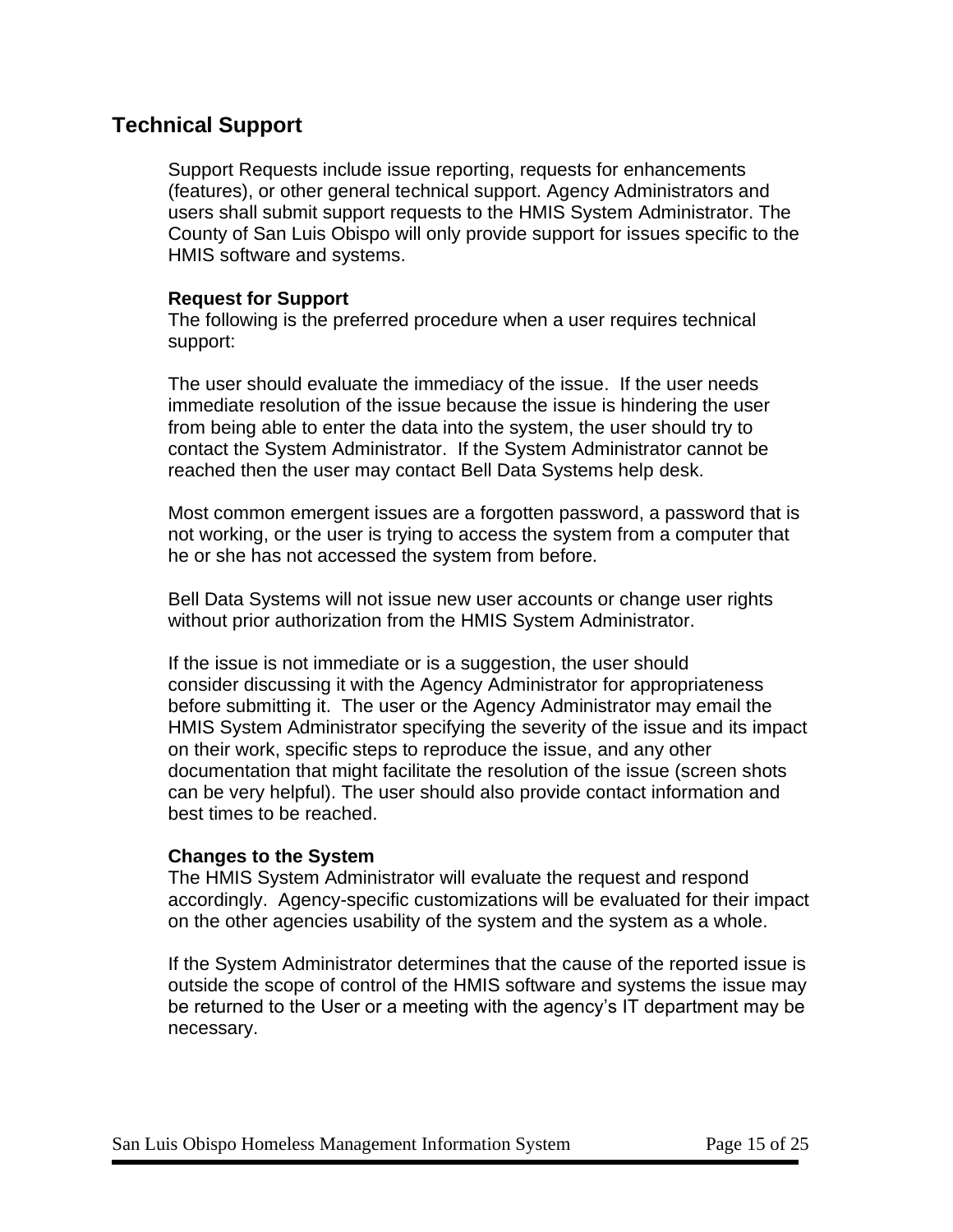## Technical Support

Support Requests include issue reporting, requests for enhancements (features), or other general technical support. Agency Administrators and users shall submit support requests to the HMIS System Administrator. The County of San Luis Obispo will only provide support for issues specific to the HMIS software and systems.

**Request for Support**

The following is the preferred procedure when a user requires technical support:

The user should evaluate the immediacy of the issue. If the user needs immediate resolution of the issue because the issue is hindering the user from being able to enter the data into the system, the user should try to contact the System Administrator. If the System Administrator cannot be reached then the user may contact Bell Data Systems help desk.

Most common emergent issues are a forgotten password, a password that is not working, or the user is trying to access the system from a computer that he or she has not accessed the system from before.

Bell Data Systems will not issue new user accounts or change user rights without prior authorization from the HMIS System Administrator.

If the issue is not immediate or is a suggestion, the user should consider discussing it with the Agency Administrator for appropriateness before submitting it. The user or the Agency Administrator may email the HMIS System Administrator specifying the severity of the issue and its impact on their work, specific steps to reproduce the issue, and any other documentation that might facilitate the resolution of the issue (screen shots can be very helpful). The user should also provide contact information and best times to be reached.

**Changes to the System**

The HMIS System Administrator will evaluate the request and respond accordingly. Agency-specific customizations will be evaluated for their impact on the other agencies usability of the system and the system as a whole.

If the System Administrator determines that the cause of the reported issue is outside the scope of control of the HMIS software and systems the issue may be returned to the User or a meeting with the agency's IT department may be necessary.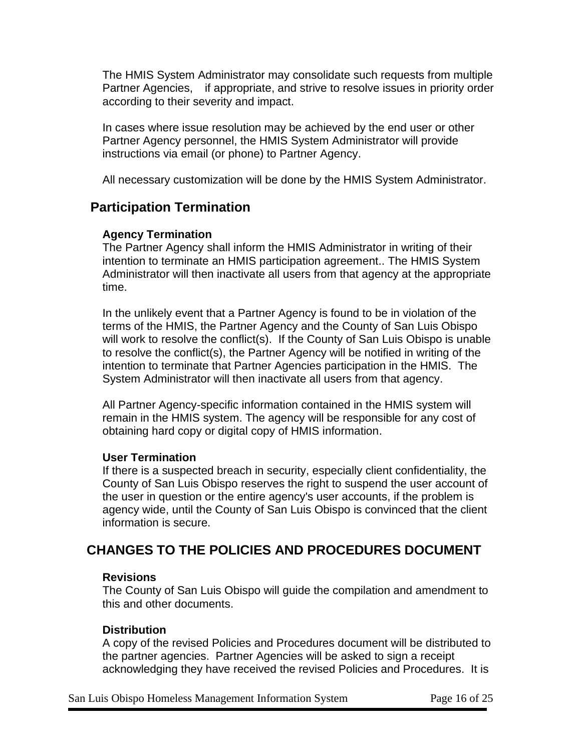The HMIS System Administrator may consolidate such requests from multiple Partner Agencies, if appropriate, and strive to resolve issues in priority order according to their severity and impact.

In cases where issue resolution may be achieved by the end user or other Partner Agency personnel, the HMIS System Administrator will provide instructions via email (or phone) to Partner Agency.

All necessary customization will be done by the HMIS System Administrator.

## Participation Termination

**Agency Termination**
The Partner Agency shall inform the HMIS Administrator in writing of their intention to terminate an HMIS participation agreement.. The HMIS System Administrator will then inactivate all users from that agency at the appropriate time.

In the unlikely event that a Partner Agency is found to be in violation of the terms of the HMIS, the Partner Agency and the County of San Luis Obispo will work to resolve the conflict(s). If the County of San Luis Obispo is unable to resolve the conflict(s), the Partner Agency will be notified in writing of the intention to terminate that Partner Agencies participation in the HMIS. The System Administrator will then inactivate all users from that agency.

All Partner Agency-specific information contained in the HMIS system will remain in the HMIS system. The agency will be responsible for any cost of obtaining hard copy or digital copy of HMIS information.

**User Termination**
If there is a suspected breach in security, especially client confidentiality, the County of San Luis Obispo reserves the right to suspend the user account of the user in question or the entire agency's user accounts, if the problem is agency wide, until the County of San Luis Obispo is convinced that the client information is secure.

## CHANGES TO THE POLICIES AND PROCEDURES DOCUMENT

**Revisions**
The County of San Luis Obispo will guide the compilation and amendment to this and other documents.

**Distribution**
A copy of the revised Policies and Procedures document will be distributed to the partner agencies. Partner Agencies will be asked to sign a receipt acknowledging they have received the revised Policies and Procedures. It is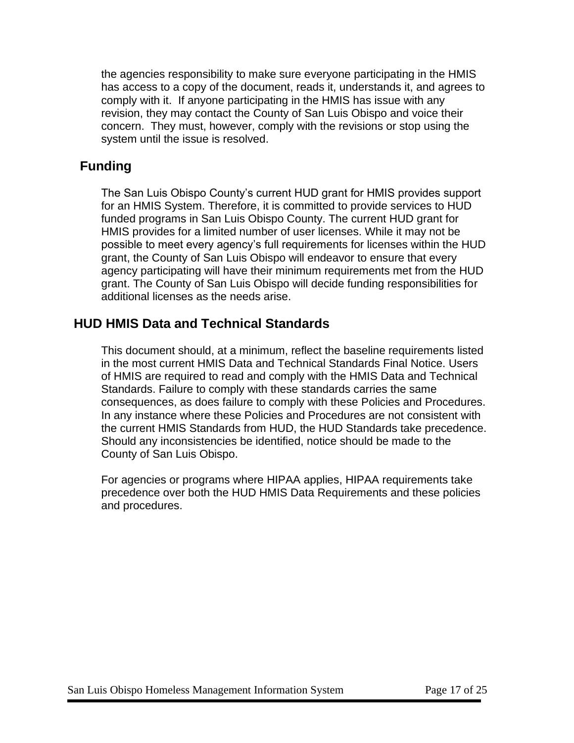the agencies responsibility to make sure everyone participating in the HMIS has access to a copy of the document, reads it, understands it, and agrees to comply with it. If anyone participating in the HMIS has issue with any revision, they may contact the County of San Luis Obispo and voice their concern. They must, however, comply with the revisions or stop using the system until the issue is resolved.

## Funding

The San Luis Obispo County's current HUD grant for HMIS provides support for an HMIS System. Therefore, it is committed to provide services to HUD funded programs in San Luis Obispo County. The current HUD grant for HMIS provides for a limited number of user licenses. While it may not be possible to meet every agency's full requirements for licenses within the HUD grant, the County of San Luis Obispo will endeavor to ensure that every agency participating will have their minimum requirements met from the HUD grant. The County of San Luis Obispo will decide funding responsibilities for additional licenses as the needs arise.

## HUD HMIS Data and Technical Standards

This document should, at a minimum, reflect the baseline requirements listed in the most current HMIS Data and Technical Standards Final Notice. Users of HMIS are required to read and comply with the HMIS Data and Technical Standards. Failure to comply with these standards carries the same consequences, as does failure to comply with these Policies and Procedures. In any instance where these Policies and Procedures are not consistent with the current HMIS Standards from HUD, the HUD Standards take precedence. Should any inconsistencies be identified, notice should be made to the County of San Luis Obispo.

For agencies or programs where HIPAA applies, HIPAA requirements take precedence over both the HUD HMIS Data Requirements and these policies and procedures.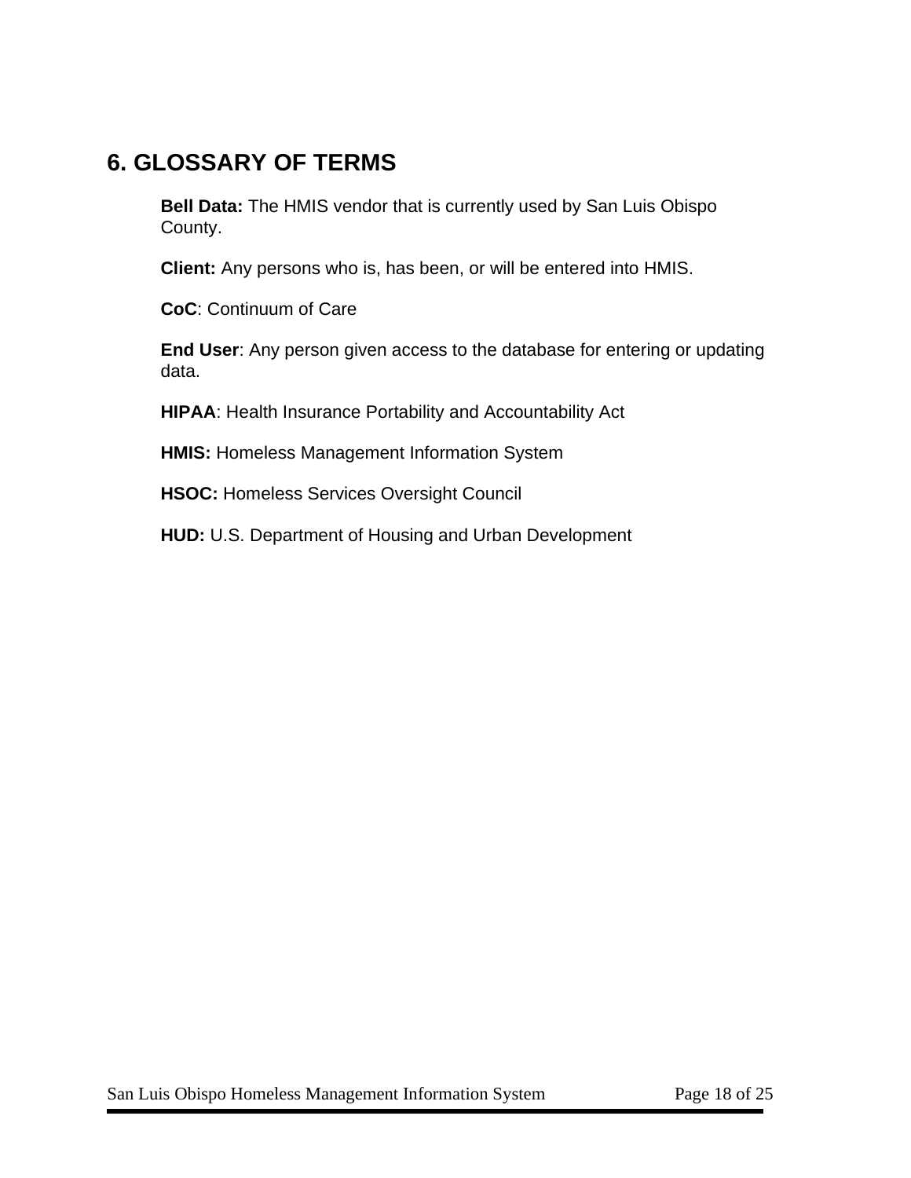## 6. GLOSSARY OF TERMS

**Bell Data:** The HMIS vendor that is currently used by San Luis Obispo County.

**Client:** Any persons who is, has been, or will be entered into HMIS.

**CoC**: Continuum of Care

**End User**: Any person given access to the database for entering or updating data.

**HIPAA**: Health Insurance Portability and Accountability Act

**HMIS:** Homeless Management Information System

**HSOC:** Homeless Services Oversight Council

**HUD:** U.S. Department of Housing and Urban Development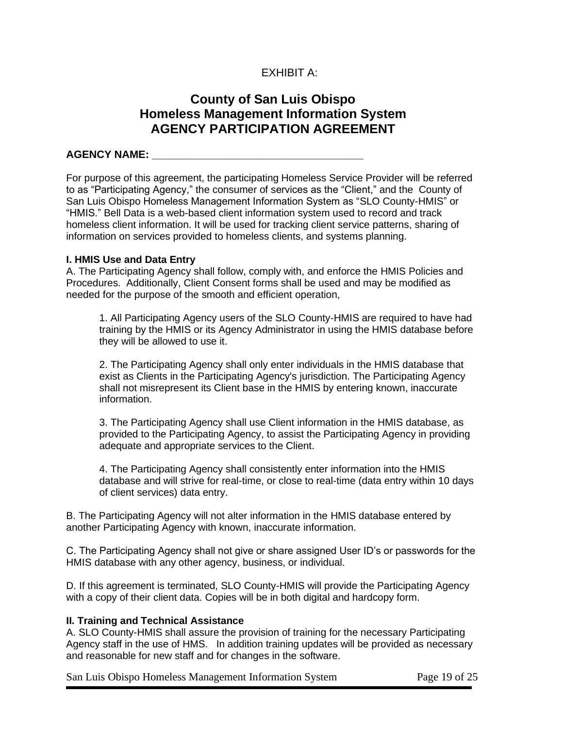EXHIBIT A:

# County of San Luis Obispo
# Homeless Management Information System
# AGENCY PARTICIPATION AGREEMENT

**AGENCY NAME: \_\_\_\_\_\_\_\_\_\_\_\_\_\_\_\_\_\_\_\_\_\_\_\_\_\_\_\_\_\_\_\_\_\_\_\_\_\_**

For purpose of this agreement, the participating Homeless Service Provider will be referred to as "Participating Agency," the consumer of services as the "Client," and the County of San Luis Obispo Homeless Management Information System as "SLO County-HMIS" or "HMIS." Bell Data is a web-based client information system used to record and track homeless client information. It will be used for tracking client service patterns, sharing of information on services provided to homeless clients, and systems planning.

**I. HMIS Use and Data Entry**

A. The Participating Agency shall follow, comply with, and enforce the HMIS Policies and Procedures. Additionally, Client Consent forms shall be used and may be modified as needed for the purpose of the smooth and efficient operation,

1. All Participating Agency users of the SLO County-HMIS are required to have had training by the HMIS or its Agency Administrator in using the HMIS database before they will be allowed to use it.

2. The Participating Agency shall only enter individuals in the HMIS database that exist as Clients in the Participating Agency's jurisdiction. The Participating Agency shall not misrepresent its Client base in the HMIS by entering known, inaccurate information.

3. The Participating Agency shall use Client information in the HMIS database, as provided to the Participating Agency, to assist the Participating Agency in providing adequate and appropriate services to the Client.

4. The Participating Agency shall consistently enter information into the HMIS database and will strive for real-time, or close to real-time (data entry within 10 days of client services) data entry.

B. The Participating Agency will not alter information in the HMIS database entered by another Participating Agency with known, inaccurate information.

C. The Participating Agency shall not give or share assigned User ID's or passwords for the HMIS database with any other agency, business, or individual.

D. If this agreement is terminated, SLO County-HMIS will provide the Participating Agency with a copy of their client data. Copies will be in both digital and hardcopy form.

**II. Training and Technical Assistance**

A. SLO County-HMIS shall assure the provision of training for the necessary Participating Agency staff in the use of HMS. In addition training updates will be provided as necessary and reasonable for new staff and for changes in the software.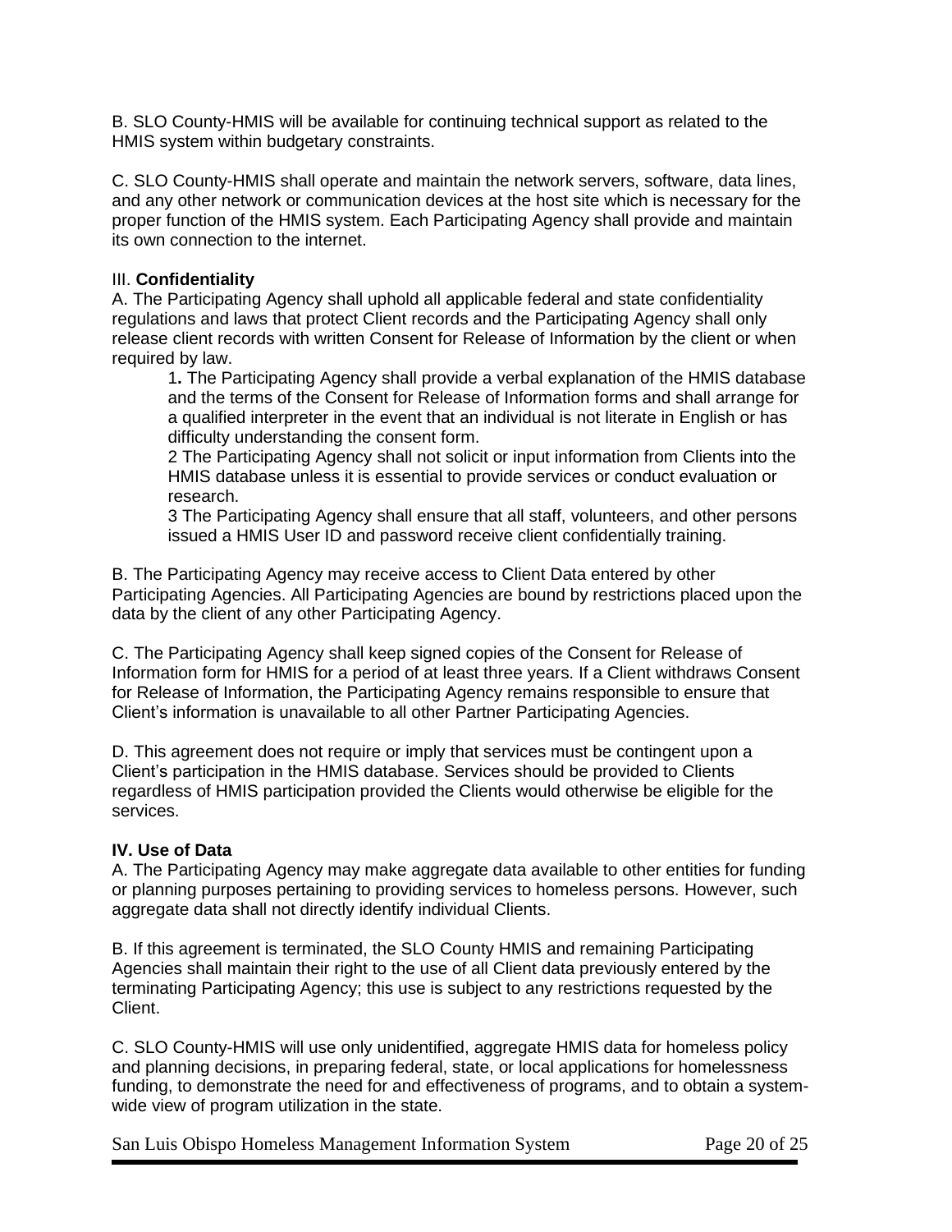B. SLO County-HMIS will be available for continuing technical support as related to the HMIS system within budgetary constraints.

C. SLO County-HMIS shall operate and maintain the network servers, software, data lines, and any other network or communication devices at the host site which is necessary for the proper function of the HMIS system. Each Participating Agency shall provide and maintain its own connection to the internet.

III. **Confidentiality**

A. The Participating Agency shall uphold all applicable federal and state confidentiality regulations and laws that protect Client records and the Participating Agency shall only release client records with written Consent for Release of Information by the client or when required by law.

> 1**.** The Participating Agency shall provide a verbal explanation of the HMIS database and the terms of the Consent for Release of Information forms and shall arrange for a qualified interpreter in the event that an individual is not literate in English or has difficulty understanding the consent form.
>
> 2 The Participating Agency shall not solicit or input information from Clients into the HMIS database unless it is essential to provide services or conduct evaluation or research.
>
> 3 The Participating Agency shall ensure that all staff, volunteers, and other persons issued a HMIS User ID and password receive client confidentially training.

B. The Participating Agency may receive access to Client Data entered by other Participating Agencies. All Participating Agencies are bound by restrictions placed upon the data by the client of any other Participating Agency.

C. The Participating Agency shall keep signed copies of the Consent for Release of Information form for HMIS for a period of at least three years. If a Client withdraws Consent for Release of Information, the Participating Agency remains responsible to ensure that Client's information is unavailable to all other Partner Participating Agencies.

D. This agreement does not require or imply that services must be contingent upon a Client's participation in the HMIS database. Services should be provided to Clients regardless of HMIS participation provided the Clients would otherwise be eligible for the services.

**IV. Use of Data**

A. The Participating Agency may make aggregate data available to other entities for funding or planning purposes pertaining to providing services to homeless persons. However, such aggregate data shall not directly identify individual Clients.

B. If this agreement is terminated, the SLO County HMIS and remaining Participating Agencies shall maintain their right to the use of all Client data previously entered by the terminating Participating Agency; this use is subject to any restrictions requested by the Client.

C. SLO County-HMIS will use only unidentified, aggregate HMIS data for homeless policy and planning decisions, in preparing federal, state, or local applications for homelessness funding, to demonstrate the need for and effectiveness of programs, and to obtain a system-wide view of program utilization in the state.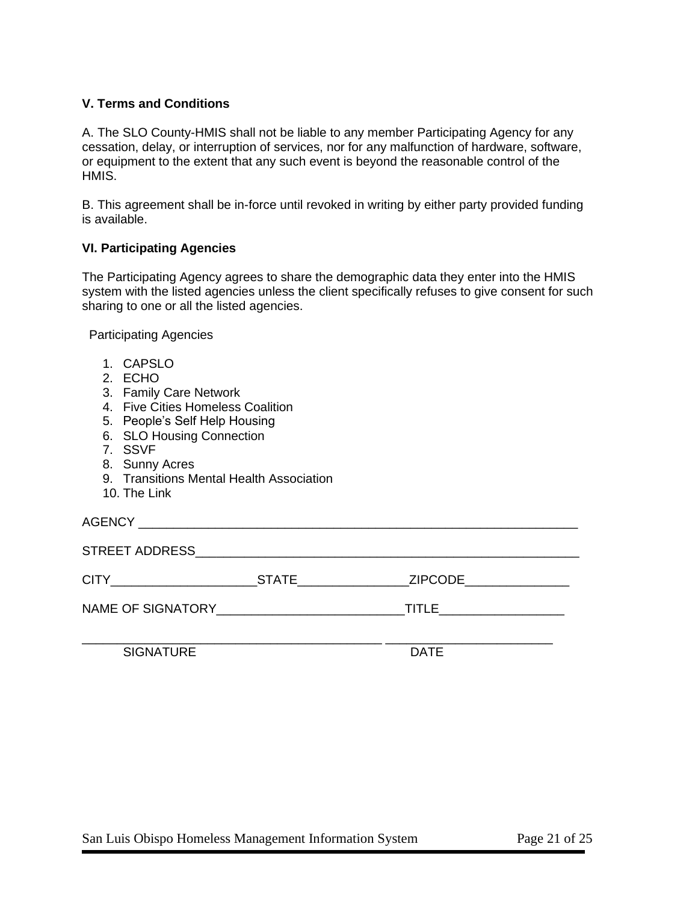### V. Terms and Conditions

A. The SLO County-HMIS shall not be liable to any member Participating Agency for any cessation, delay, or interruption of services, nor for any malfunction of hardware, software, or equipment to the extent that any such event is beyond the reasonable control of the HMIS.

B. This agreement shall be in-force until revoked in writing by either party provided funding is available.

### VI. Participating Agencies

The Participating Agency agrees to share the demographic data they enter into the HMIS system with the listed agencies unless the client specifically refuses to give consent for such sharing to one or all the listed agencies.

Participating Agencies

1. CAPSLO
2. ECHO
3. Family Care Network
4. Five Cities Homeless Coalition
5. People's Self Help Housing
6. SLO Housing Connection
7. SSVF
8. Sunny Acres
9. Transitions Mental Health Association
10. The Link

AGENCY _________________________________________________________________

STREET ADDRESS__________________________________________________________

CITY_____________________STATE________________ZIPCODE_______________

NAME OF SIGNATORY___________________________TITLE__________________

_____________________________________________ _________________________

SIGNATURE DATE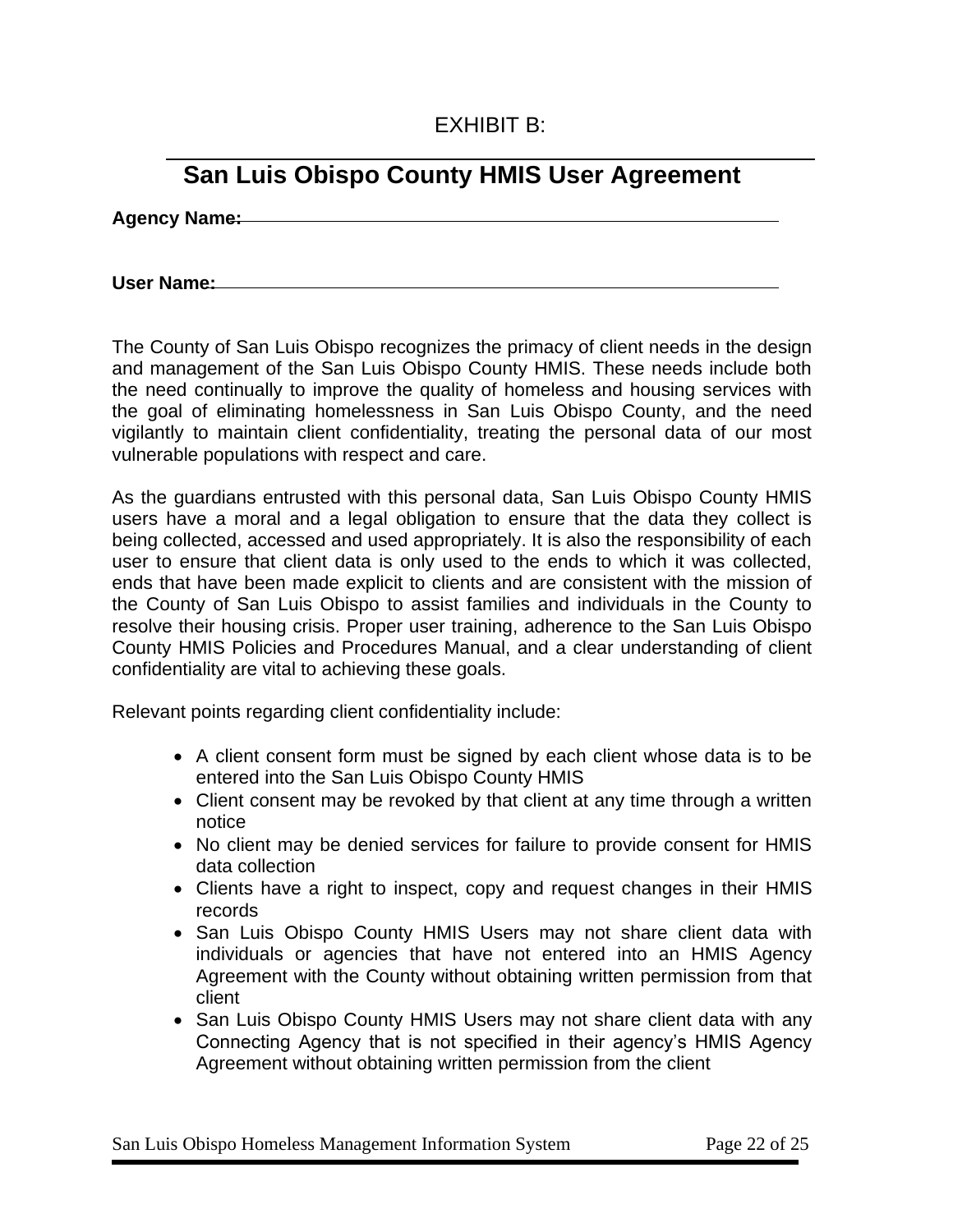EXHIBIT B:

# San Luis Obispo County HMIS User Agreement

**Agency Name:**\_\_\_\_\_\_\_\_\_\_\_\_\_\_\_\_\_\_\_\_\_\_\_\_\_\_\_\_\_\_\_\_\_\_\_\_\_\_\_\_\_\_\_\_\_\_\_\_\_\_\_\_

**User Name:**\_\_\_\_\_\_\_\_\_\_\_\_\_\_\_\_\_\_\_\_\_\_\_\_\_\_\_\_\_\_\_\_\_\_\_\_\_\_\_\_\_\_\_\_\_\_\_\_\_\_\_\_\_\_

The County of San Luis Obispo recognizes the primacy of client needs in the design and management of the San Luis Obispo County HMIS. These needs include both the need continually to improve the quality of homeless and housing services with the goal of eliminating homelessness in San Luis Obispo County, and the need vigilantly to maintain client confidentiality, treating the personal data of our most vulnerable populations with respect and care.

As the guardians entrusted with this personal data, San Luis Obispo County HMIS users have a moral and a legal obligation to ensure that the data they collect is being collected, accessed and used appropriately. It is also the responsibility of each user to ensure that client data is only used to the ends to which it was collected, ends that have been made explicit to clients and are consistent with the mission of the County of San Luis Obispo to assist families and individuals in the County to resolve their housing crisis. Proper user training, adherence to the San Luis Obispo County HMIS Policies and Procedures Manual, and a clear understanding of client confidentiality are vital to achieving these goals.

Relevant points regarding client confidentiality include:

- A client consent form must be signed by each client whose data is to be entered into the San Luis Obispo County HMIS
- Client consent may be revoked by that client at any time through a written notice
- No client may be denied services for failure to provide consent for HMIS data collection
- Clients have a right to inspect, copy and request changes in their HMIS records
- San Luis Obispo County HMIS Users may not share client data with individuals or agencies that have not entered into an HMIS Agency Agreement with the County without obtaining written permission from that client
- San Luis Obispo County HMIS Users may not share client data with any Connecting Agency that is not specified in their agency's HMIS Agency Agreement without obtaining written permission from the client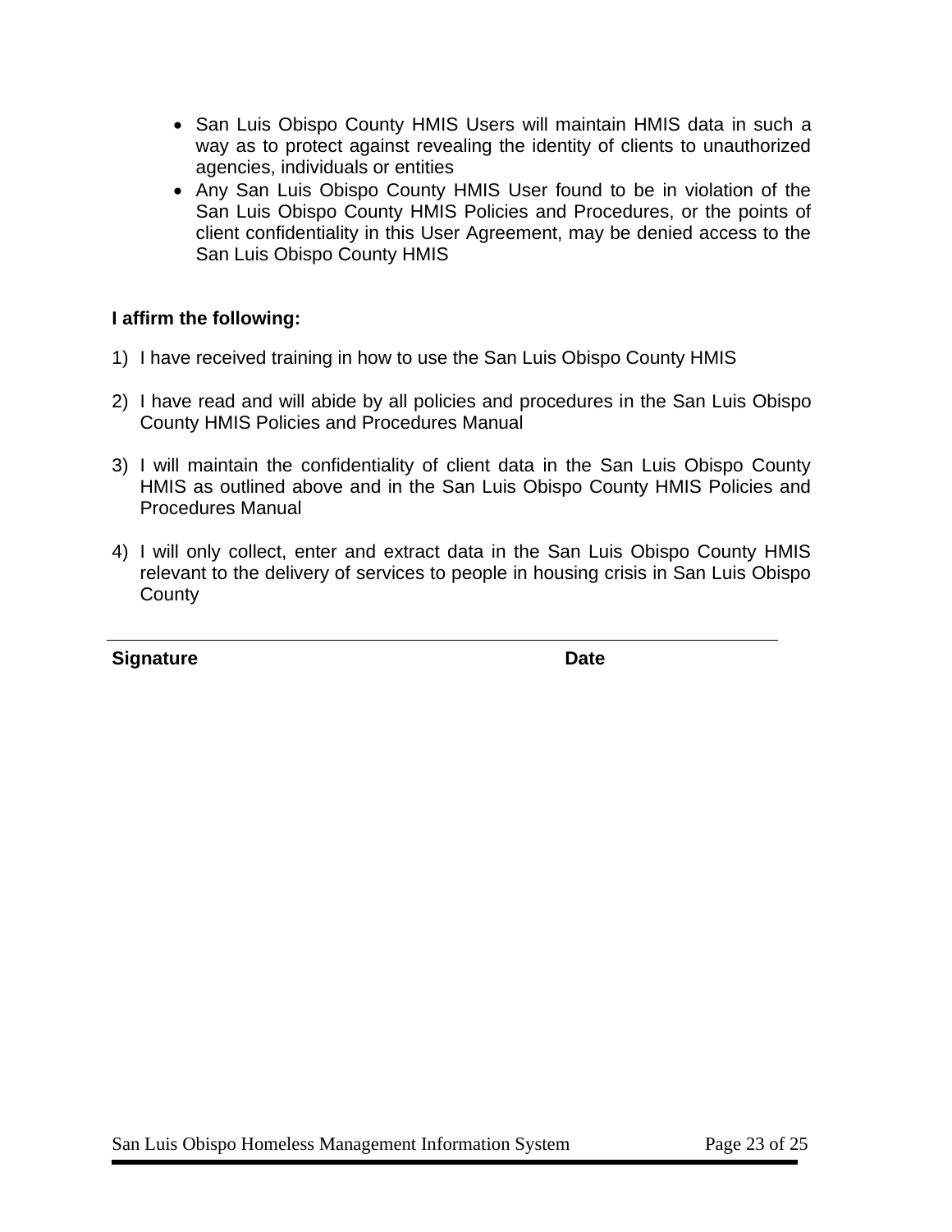- San Luis Obispo County HMIS Users will maintain HMIS data in such a way as to protect against revealing the identity of clients to unauthorized agencies, individuals or entities
- Any San Luis Obispo County HMIS User found to be in violation of the San Luis Obispo County HMIS Policies and Procedures, or the points of client confidentiality in this User Agreement, may be denied access to the San Luis Obispo County HMIS

**I affirm the following:**

1) I have received training in how to use the San Luis Obispo County HMIS

2) I have read and will abide by all policies and procedures in the San Luis Obispo County HMIS Policies and Procedures Manual

3) I will maintain the confidentiality of client data in the San Luis Obispo County HMIS as outlined above and in the San Luis Obispo County HMIS Policies and Procedures Manual

4) I will only collect, enter and extract data in the San Luis Obispo County HMIS relevant to the delivery of services to people in housing crisis in San Luis Obispo County

---

**Signature** **Date**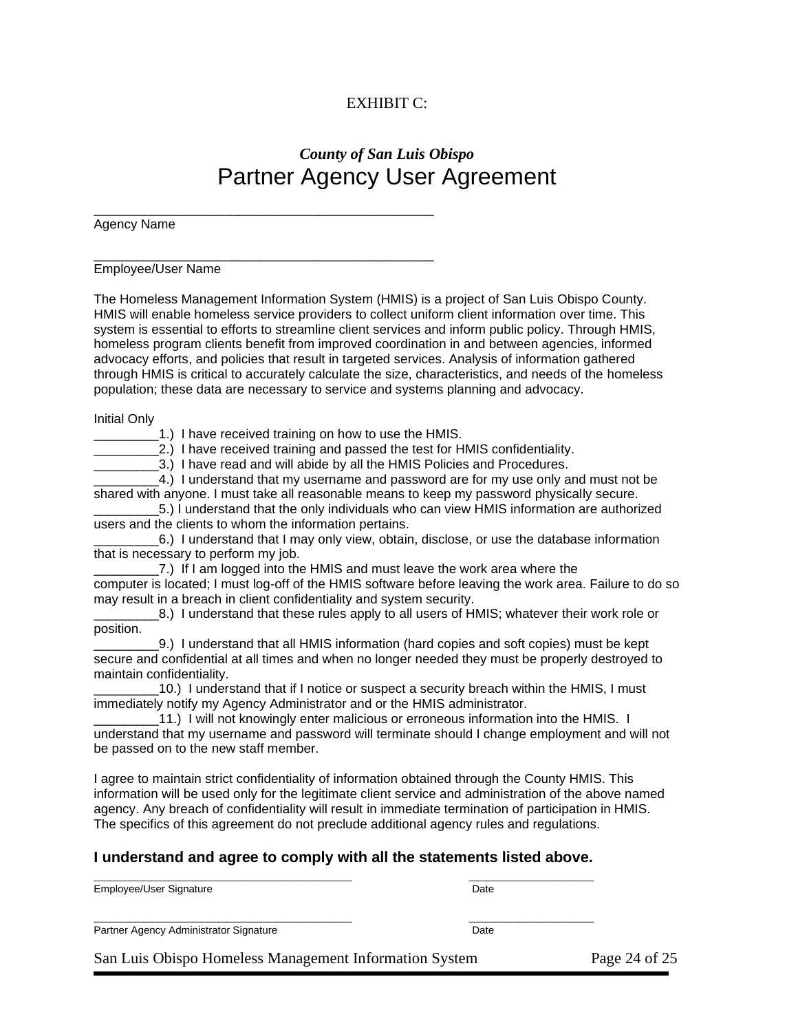EXHIBIT C:

## *County of San Luis Obispo*

# Partner Agency User Agreement

_______________________________________________
Agency Name

_______________________________________________
Employee/User Name

The Homeless Management Information System (HMIS) is a project of San Luis Obispo County. HMIS will enable homeless service providers to collect uniform client information over time. This system is essential to efforts to streamline client services and inform public policy. Through HMIS, homeless program clients benefit from improved coordination in and between agencies, informed advocacy efforts, and policies that result in targeted services. Analysis of information gathered through HMIS is critical to accurately calculate the size, characteristics, and needs of the homeless population; these data are necessary to service and systems planning and advocacy.

Initial Only

_________1.) I have received training on how to use the HMIS.

_________2.) I have received training and passed the test for HMIS confidentiality.

_________3.) I have read and will abide by all the HMIS Policies and Procedures.

_________4.) I understand that my username and password are for my use only and must not be shared with anyone. I must take all reasonable means to keep my password physically secure.

_________5.) I understand that the only individuals who can view HMIS information are authorized users and the clients to whom the information pertains.

_________6.) I understand that I may only view, obtain, disclose, or use the database information that is necessary to perform my job.

_________7.) If I am logged into the HMIS and must leave the work area where the computer is located; I must log-off of the HMIS software before leaving the work area. Failure to do so may result in a breach in client confidentiality and system security.

_________8.) I understand that these rules apply to all users of HMIS; whatever their work role or position.

_________9.) I understand that all HMIS information (hard copies and soft copies) must be kept secure and confidential at all times and when no longer needed they must be properly destroyed to maintain confidentiality.

_________10.) I understand that if I notice or suspect a security breach within the HMIS, I must immediately notify my Agency Administrator and or the HMIS administrator.

_________11.) I will not knowingly enter malicious or erroneous information into the HMIS. I understand that my username and password will terminate should I change employment and will not be passed on to the new staff member.

I agree to maintain strict confidentiality of information obtained through the County HMIS. This information will be used only for the legitimate client service and administration of the above named agency. Any breach of confidentiality will result in immediate termination of participation in HMIS. The specifics of this agreement do not preclude additional agency rules and regulations.

**I understand and agree to comply with all the statements listed above.**

_______________________________________ ___________________
Employee/User Signature Date

_______________________________________ ___________________
Partner Agency Administrator Signature Date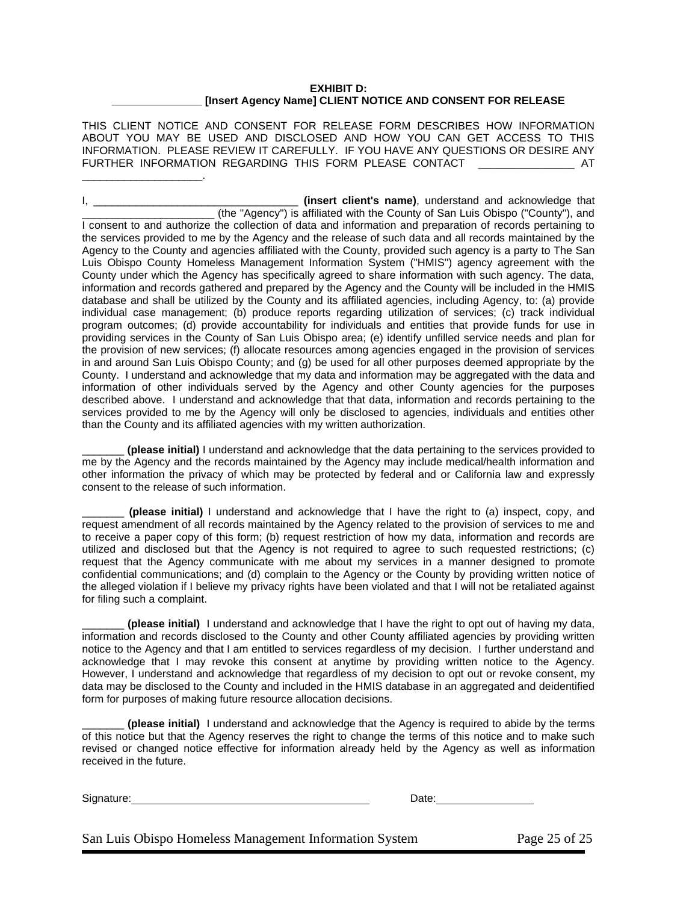**EXHIBIT D:**
**_______________ [Insert Agency Name] CLIENT NOTICE AND CONSENT FOR RELEASE**

THIS CLIENT NOTICE AND CONSENT FOR RELEASE FORM DESCRIBES HOW INFORMATION ABOUT YOU MAY BE USED AND DISCLOSED AND HOW YOU CAN GET ACCESS TO THIS INFORMATION. PLEASE REVIEW IT CAREFULLY. IF YOU HAVE ANY QUESTIONS OR DESIRE ANY FURTHER INFORMATION REGARDING THIS FORM PLEASE CONTACT ________________ AT ____________________.

I, ___________________________________ **(insert client's name)**, understand and acknowledge that ______________________ (the "Agency") is affiliated with the County of San Luis Obispo ("County"), and I consent to and authorize the collection of data and information and preparation of records pertaining to the services provided to me by the Agency and the release of such data and all records maintained by the Agency to the County and agencies affiliated with the County, provided such agency is a party to The San Luis Obispo County Homeless Management Information System ("HMIS") agency agreement with the County under which the Agency has specifically agreed to share information with such agency. The data, information and records gathered and prepared by the Agency and the County will be included in the HMIS database and shall be utilized by the County and its affiliated agencies, including Agency, to: (a) provide individual case management; (b) produce reports regarding utilization of services; (c) track individual program outcomes; (d) provide accountability for individuals and entities that provide funds for use in providing services in the County of San Luis Obispo area; (e) identify unfilled service needs and plan for the provision of new services; (f) allocate resources among agencies engaged in the provision of services in and around San Luis Obispo County; and (g) be used for all other purposes deemed appropriate by the County. I understand and acknowledge that my data and information may be aggregated with the data and information of other individuals served by the Agency and other County agencies for the purposes described above. I understand and acknowledge that that data, information and records pertaining to the services provided to me by the Agency will only be disclosed to agencies, individuals and entities other than the County and its affiliated agencies with my written authorization.

_______ **(please initial)** I understand and acknowledge that the data pertaining to the services provided to me by the Agency and the records maintained by the Agency may include medical/health information and other information the privacy of which may be protected by federal and or California law and expressly consent to the release of such information.

_______ **(please initial)** I understand and acknowledge that I have the right to (a) inspect, copy, and request amendment of all records maintained by the Agency related to the provision of services to me and to receive a paper copy of this form; (b) request restriction of how my data, information and records are utilized and disclosed but that the Agency is not required to agree to such requested restrictions; (c) request that the Agency communicate with me about my services in a manner designed to promote confidential communications; and (d) complain to the Agency or the County by providing written notice of the alleged violation if I believe my privacy rights have been violated and that I will not be retaliated against for filing such a complaint.

_______ **(please initial)** I understand and acknowledge that I have the right to opt out of having my data, information and records disclosed to the County and other County affiliated agencies by providing written notice to the Agency and that I am entitled to services regardless of my decision. I further understand and acknowledge that I may revoke this consent at anytime by providing written notice to the Agency. However, I understand and acknowledge that regardless of my decision to opt out or revoke consent, my data may be disclosed to the County and included in the HMIS database in an aggregated and deidentified form for purposes of making future resource allocation decisions.

_______ **(please initial)** I understand and acknowledge that the Agency is required to abide by the terms of this notice but that the Agency reserves the right to change the terms of this notice and to make such revised or changed notice effective for information already held by the Agency as well as information received in the future.

Signature: ________________________________________ Date: ________________